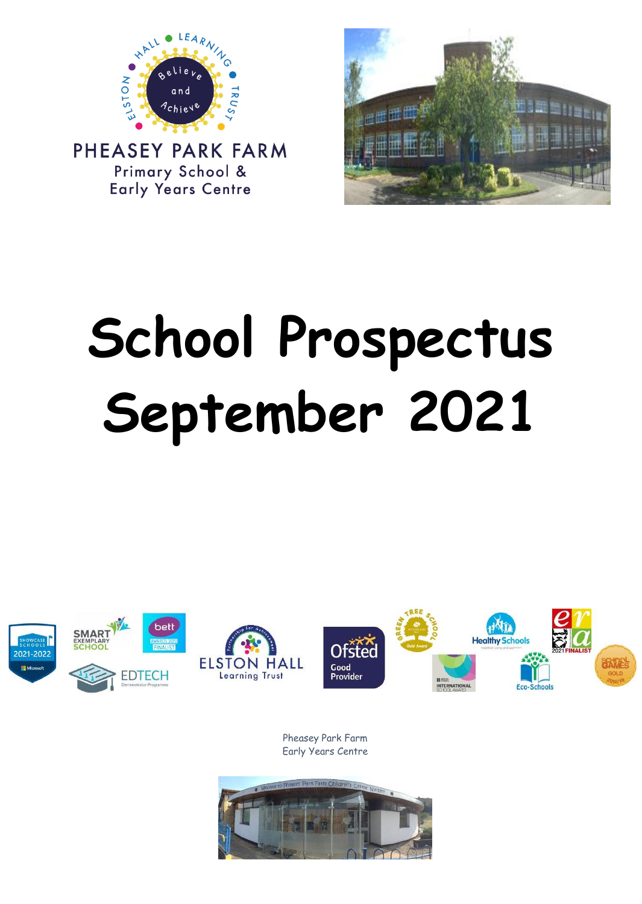PHEASEY PARK FARM

Primary School &
Early Years Centre

# School Prospectus September 2021

Pheasey Park Farm
Early Years Centre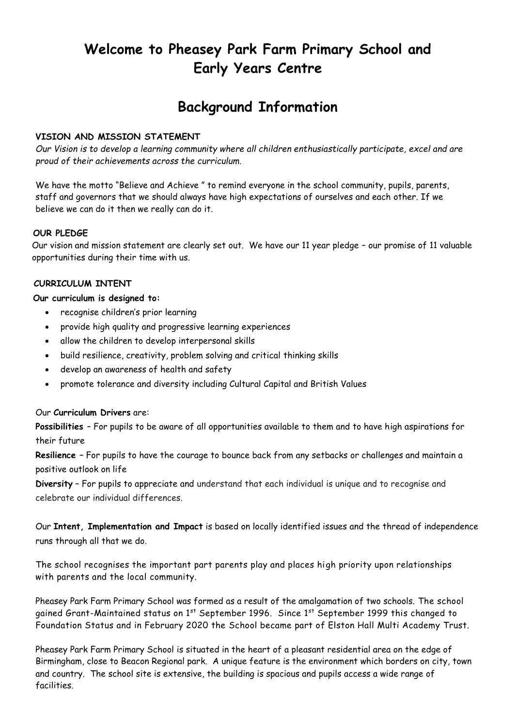# Welcome to Pheasey Park Farm Primary School and Early Years Centre

## Background Information

**VISION AND MISSION STATEMENT**

*Our Vision is to develop a learning community where all children enthusiastically participate, excel and are proud of their achievements across the curriculum.*

We have the motto "Believe and Achieve " to remind everyone in the school community, pupils, parents, staff and governors that we should always have high expectations of ourselves and each other. If we believe we can do it then we really can do it.

**OUR PLEDGE**

Our vision and mission statement are clearly set out. We have our 11 year pledge – our promise of 11 valuable opportunities during their time with us.

**CURRICULUM INTENT**

**Our curriculum is designed to:**

- recognise children's prior learning
- provide high quality and progressive learning experiences
- allow the children to develop interpersonal skills
- build resilience, creativity, problem solving and critical thinking skills
- develop an awareness of health and safety
- promote tolerance and diversity including Cultural Capital and British Values

Our **Curriculum Drivers** are:

**Possibilities** – For pupils to be aware of all opportunities available to them and to have high aspirations for their future

**Resilience** – For pupils to have the courage to bounce back from any setbacks or challenges and maintain a positive outlook on life

**Diversity** – For pupils to appreciate and understand that each individual is unique and to recognise and celebrate our individual differences.

Our **Intent, Implementation and Impact** is based on locally identified issues and the thread of independence runs through all that we do.

The school recognises the important part parents play and places high priority upon relationships with parents and the local community.

Pheasey Park Farm Primary School was formed as a result of the amalgamation of two schools. The school gained Grant-Maintained status on 1st September 1996. Since 1st September 1999 this changed to Foundation Status and in February 2020 the School became part of Elston Hall Multi Academy Trust.

Pheasey Park Farm Primary School is situated in the heart of a pleasant residential area on the edge of Birmingham, close to Beacon Regional park. A unique feature is the environment which borders on city, town and country. The school site is extensive, the building is spacious and pupils access a wide range of facilities.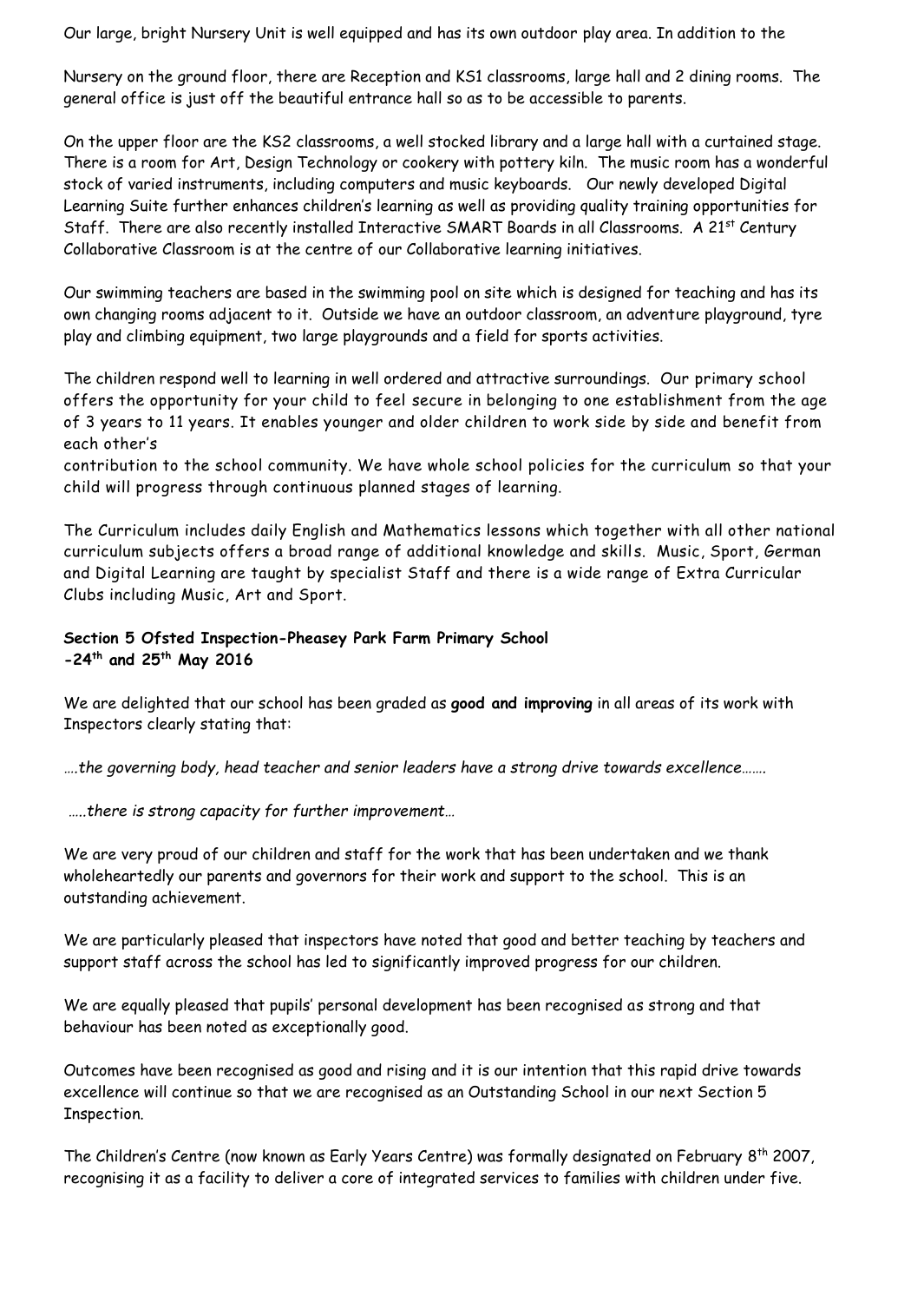Our large, bright Nursery Unit is well equipped and has its own outdoor play area. In addition to the

Nursery on the ground floor, there are Reception and KS1 classrooms, large hall and 2 dining rooms. The general office is just off the beautiful entrance hall so as to be accessible to parents.

On the upper floor are the KS2 classrooms, a well stocked library and a large hall with a curtained stage. There is a room for Art, Design Technology or cookery with pottery kiln. The music room has a wonderful stock of varied instruments, including computers and music keyboards. Our newly developed Digital Learning Suite further enhances children's learning as well as providing quality training opportunities for Staff. There are also recently installed Interactive SMART Boards in all Classrooms. A 21st Century Collaborative Classroom is at the centre of our Collaborative learning initiatives.

Our swimming teachers are based in the swimming pool on site which is designed for teaching and has its own changing rooms adjacent to it. Outside we have an outdoor classroom, an adventure playground, tyre play and climbing equipment, two large playgrounds and a field for sports activities.

The children respond well to learning in well ordered and attractive surroundings. Our primary school offers the opportunity for your child to feel secure in belonging to one establishment from the age of 3 years to 11 years. It enables younger and older children to work side by side and benefit from each other's contribution to the school community. We have whole school policies for the curriculum so that your child will progress through continuous planned stages of learning.

The Curriculum includes daily English and Mathematics lessons which together with all other national curriculum subjects offers a broad range of additional knowledge and skills. Music, Sport, German and Digital Learning are taught by specialist Staff and there is a wide range of Extra Curricular Clubs including Music, Art and Sport.

**Section 5 Ofsted Inspection-Pheasey Park Farm Primary School -24th and 25th May 2016**

We are delighted that our school has been graded as **good and improving** in all areas of its work with Inspectors clearly stating that:

*….the governing body, head teacher and senior leaders have a strong drive towards excellence…….*

*…..there is strong capacity for further improvement…*

We are very proud of our children and staff for the work that has been undertaken and we thank wholeheartedly our parents and governors for their work and support to the school. This is an outstanding achievement.

We are particularly pleased that inspectors have noted that good and better teaching by teachers and support staff across the school has led to significantly improved progress for our children.

We are equally pleased that pupils' personal development has been recognised as strong and that behaviour has been noted as exceptionally good.

Outcomes have been recognised as good and rising and it is our intention that this rapid drive towards excellence will continue so that we are recognised as an Outstanding School in our next Section 5 Inspection.

The Children's Centre (now known as Early Years Centre) was formally designated on February 8th 2007, recognising it as a facility to deliver a core of integrated services to families with children under five.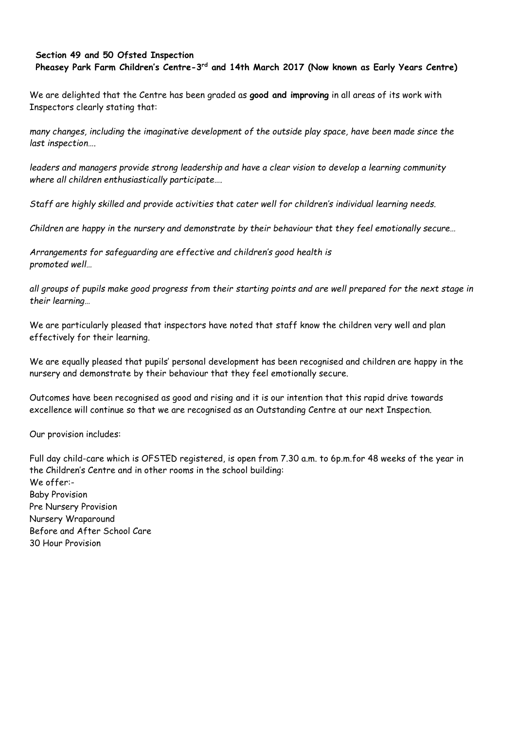**Section 49 and 50 Ofsted Inspection**

**Pheasey Park Farm Children's Centre-3rd and 14th March 2017 (Now known as Early Years Centre)**

We are delighted that the Centre has been graded as **good and improving** in all areas of its work with Inspectors clearly stating that:

*many changes, including the imaginative development of the outside play space, have been made since the last inspection….*

*leaders and managers provide strong leadership and have a clear vision to develop a learning community where all children enthusiastically participate….*

*Staff are highly skilled and provide activities that cater well for children's individual learning needs.*

*Children are happy in the nursery and demonstrate by their behaviour that they feel emotionally secure…*

*Arrangements for safeguarding are effective and children's good health is promoted well…*

*all groups of pupils make good progress from their starting points and are well prepared for the next stage in their learning…*

We are particularly pleased that inspectors have noted that staff know the children very well and plan effectively for their learning.

We are equally pleased that pupils' personal development has been recognised and children are happy in the nursery and demonstrate by their behaviour that they feel emotionally secure.

Outcomes have been recognised as good and rising and it is our intention that this rapid drive towards excellence will continue so that we are recognised as an Outstanding Centre at our next Inspection.

Our provision includes:

Full day child-care which is OFSTED registered, is open from 7.30 a.m. to 6p.m.for 48 weeks of the year in the Children's Centre and in other rooms in the school building:

We offer:-

Baby Provision

Pre Nursery Provision

Nursery Wraparound

Before and After School Care

30 Hour Provision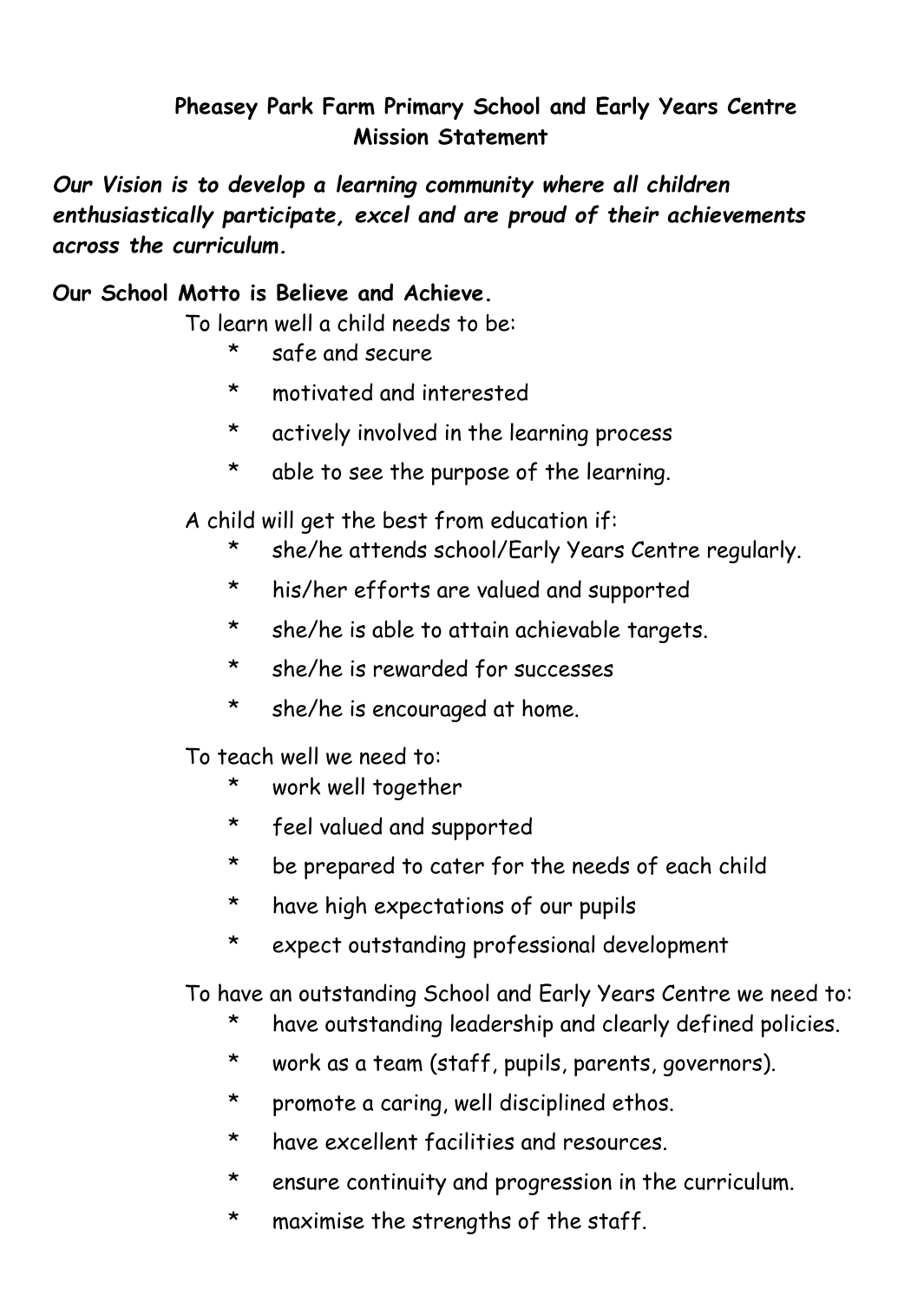# Pheasey Park Farm Primary School and Early Years Centre Mission Statement

***Our Vision is to develop a learning community where all children enthusiastically participate, excel and are proud of their achievements across the curriculum.***

**Our School Motto is Believe and Achieve.**

To learn well a child needs to be:

* safe and secure
* motivated and interested
* actively involved in the learning process
* able to see the purpose of the learning.

A child will get the best from education if:

* she/he attends school/Early Years Centre regularly.
* his/her efforts are valued and supported
* she/he is able to attain achievable targets.
* she/he is rewarded for successes
* she/he is encouraged at home.

To teach well we need to:

* work well together
* feel valued and supported
* be prepared to cater for the needs of each child
* have high expectations of our pupils
* expect outstanding professional development

To have an outstanding School and Early Years Centre we need to:

* have outstanding leadership and clearly defined policies.
* work as a team (staff, pupils, parents, governors).
* promote a caring, well disciplined ethos.
* have excellent facilities and resources.
* ensure continuity and progression in the curriculum.
* maximise the strengths of the staff.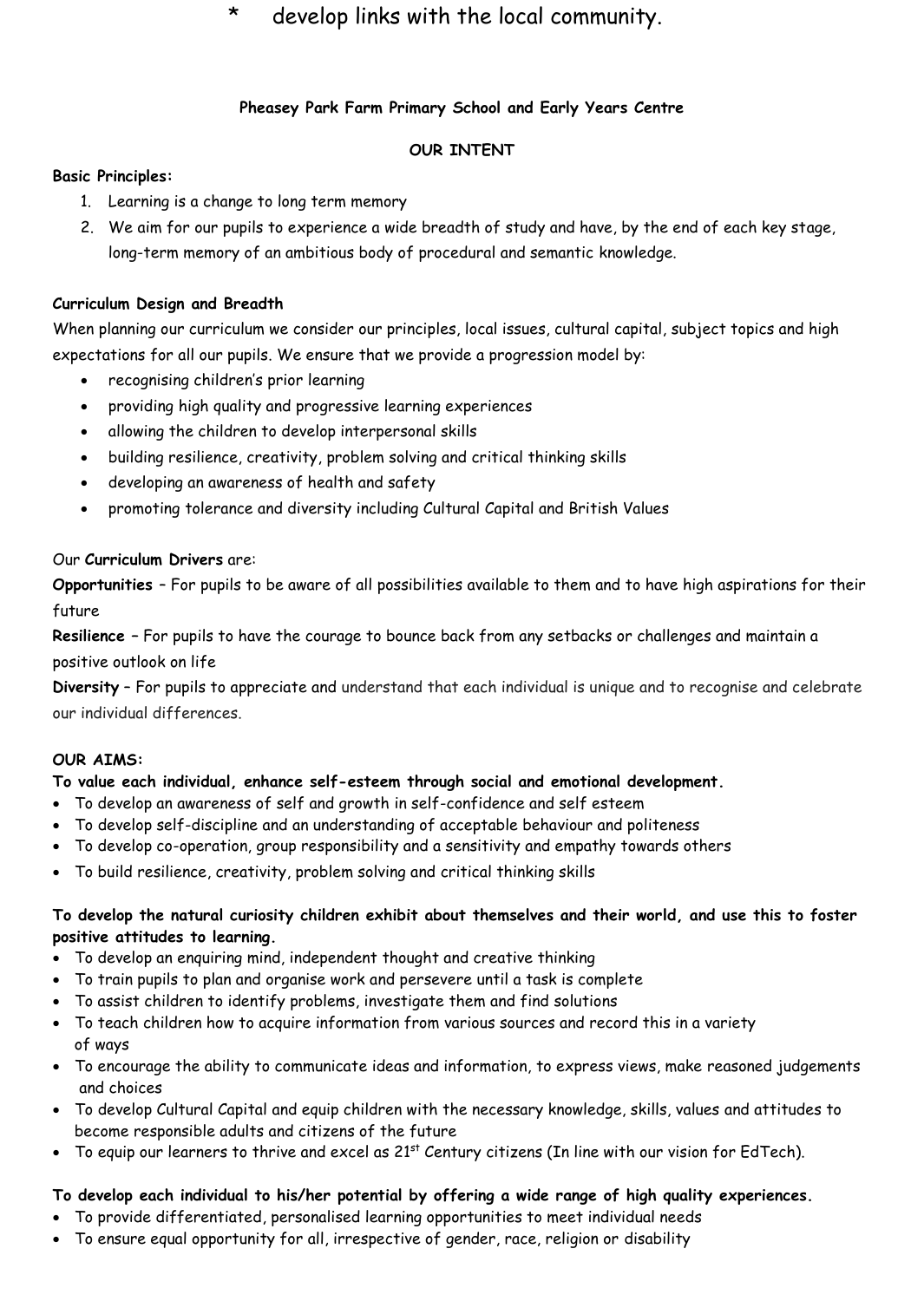*     develop links with the local community.

**Pheasey Park Farm Primary School and Early Years Centre**

**OUR INTENT**

**Basic Principles:**

1. Learning is a change to long term memory
2. We aim for our pupils to experience a wide breadth of study and have, by the end of each key stage, long-term memory of an ambitious body of procedural and semantic knowledge.

**Curriculum Design and Breadth**

When planning our curriculum we consider our principles, local issues, cultural capital, subject topics and high expectations for all our pupils. We ensure that we provide a progression model by:

- recognising children's prior learning
- providing high quality and progressive learning experiences
- allowing the children to develop interpersonal skills
- building resilience, creativity, problem solving and critical thinking skills
- developing an awareness of health and safety
- promoting tolerance and diversity including Cultural Capital and British Values

Our **Curriculum Drivers** are:

**Opportunities** – For pupils to be aware of all possibilities available to them and to have high aspirations for their future

**Resilience** – For pupils to have the courage to bounce back from any setbacks or challenges and maintain a positive outlook on life

**Diversity** – For pupils to appreciate and understand that each individual is unique and to recognise and celebrate our individual differences.

**OUR AIMS:**

**To value each individual, enhance self-esteem through social and emotional development.**

- To develop an awareness of self and growth in self-confidence and self esteem
- To develop self-discipline and an understanding of acceptable behaviour and politeness
- To develop co-operation, group responsibility and a sensitivity and empathy towards others
- To build resilience, creativity, problem solving and critical thinking skills

**To develop the natural curiosity children exhibit about themselves and their world, and use this to foster positive attitudes to learning.**

- To develop an enquiring mind, independent thought and creative thinking
- To train pupils to plan and organise work and persevere until a task is complete
- To assist children to identify problems, investigate them and find solutions
- To teach children how to acquire information from various sources and record this in a variety of ways
- To encourage the ability to communicate ideas and information, to express views, make reasoned judgements and choices
- To develop Cultural Capital and equip children with the necessary knowledge, skills, values and attitudes to become responsible adults and citizens of the future
- To equip our learners to thrive and excel as 21st Century citizens (In line with our vision for EdTech).

**To develop each individual to his/her potential by offering a wide range of high quality experiences.**

- To provide differentiated, personalised learning opportunities to meet individual needs
- To ensure equal opportunity for all, irrespective of gender, race, religion or disability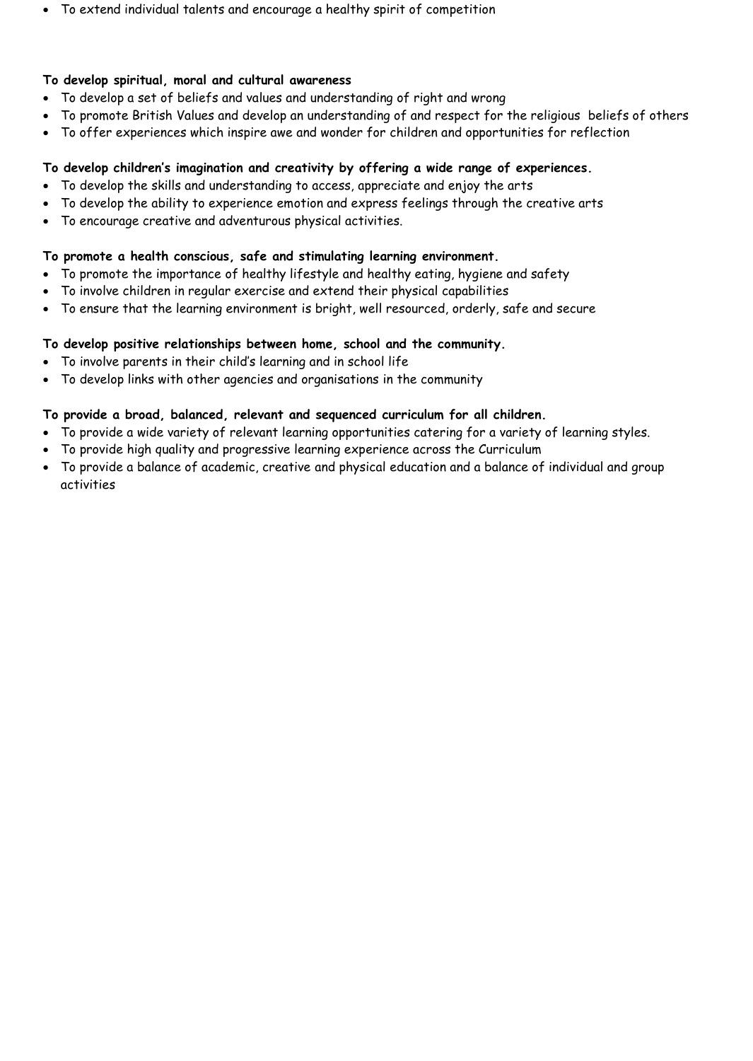- To extend individual talents and encourage a healthy spirit of competition

**To develop spiritual, moral and cultural awareness**

- To develop a set of beliefs and values and understanding of right and wrong
- To promote British Values and develop an understanding of and respect for the religious beliefs of others
- To offer experiences which inspire awe and wonder for children and opportunities for reflection

**To develop children's imagination and creativity by offering a wide range of experiences.**

- To develop the skills and understanding to access, appreciate and enjoy the arts
- To develop the ability to experience emotion and express feelings through the creative arts
- To encourage creative and adventurous physical activities.

**To promote a health conscious, safe and stimulating learning environment.**

- To promote the importance of healthy lifestyle and healthy eating, hygiene and safety
- To involve children in regular exercise and extend their physical capabilities
- To ensure that the learning environment is bright, well resourced, orderly, safe and secure

**To develop positive relationships between home, school and the community.**

- To involve parents in their child's learning and in school life
- To develop links with other agencies and organisations in the community

**To provide a broad, balanced, relevant and sequenced curriculum for all children.**

- To provide a wide variety of relevant learning opportunities catering for a variety of learning styles.
- To provide high quality and progressive learning experience across the Curriculum
- To provide a balance of academic, creative and physical education and a balance of individual and group activities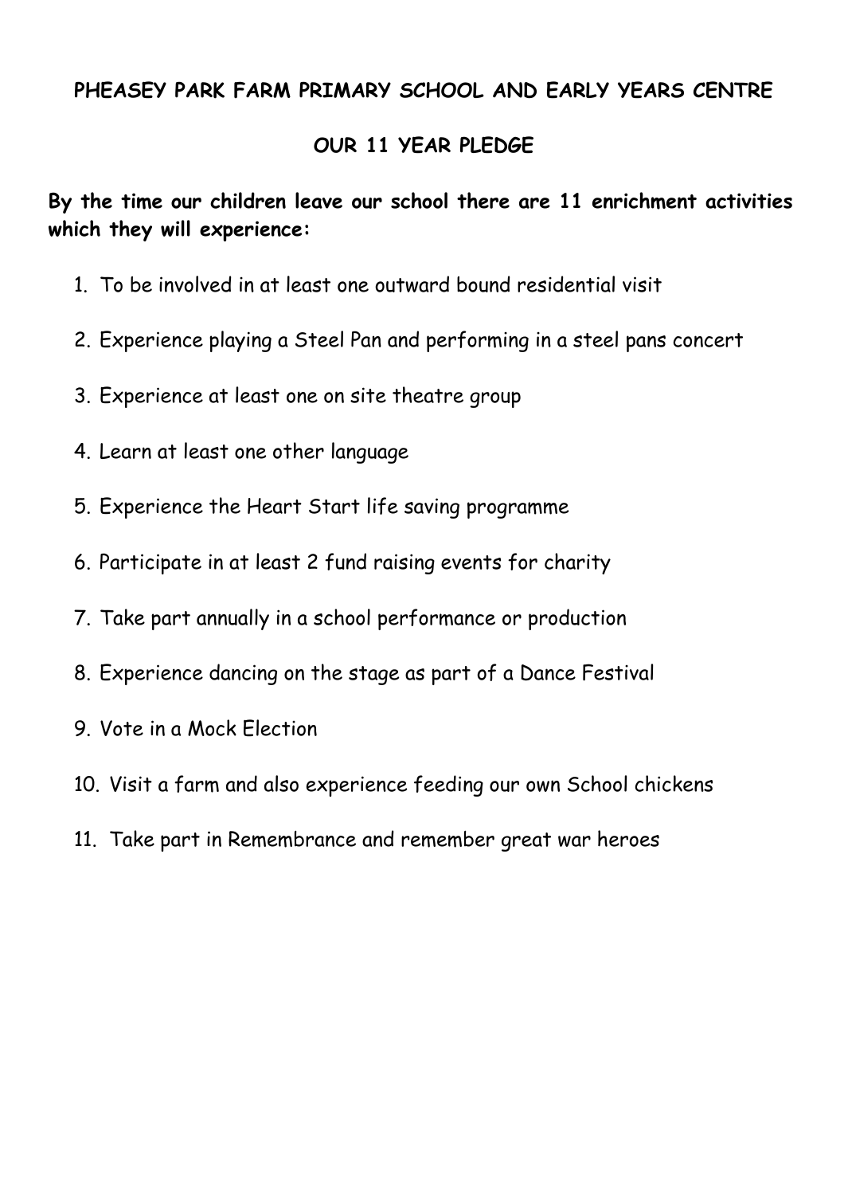## PHEASEY PARK FARM PRIMARY SCHOOL AND EARLY YEARS CENTRE

## OUR 11 YEAR PLEDGE

**By the time our children leave our school there are 11 enrichment activities which they will experience:**

1. To be involved in at least one outward bound residential visit
2. Experience playing a Steel Pan and performing in a steel pans concert
3. Experience at least one on site theatre group
4. Learn at least one other language
5. Experience the Heart Start life saving programme
6. Participate in at least 2 fund raising events for charity
7. Take part annually in a school performance or production
8. Experience dancing on the stage as part of a Dance Festival
9. Vote in a Mock Election
10. Visit a farm and also experience feeding our own School chickens
11. Take part in Remembrance and remember great war heroes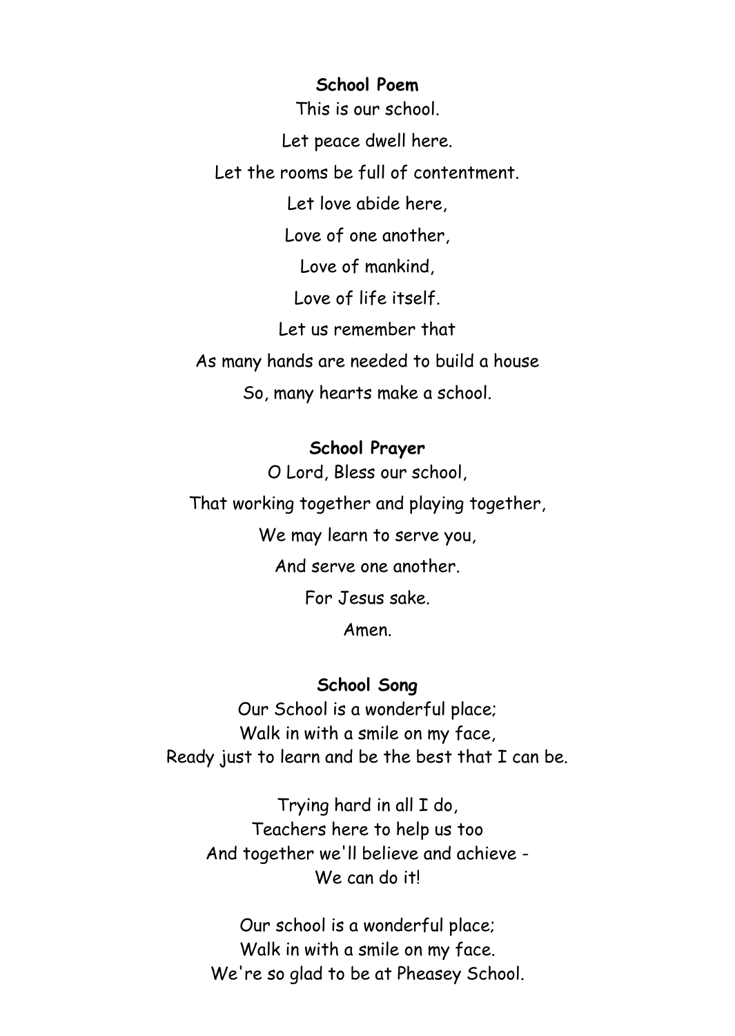**School Poem**

This is our school.

Let peace dwell here.

Let the rooms be full of contentment.

Let love abide here,

Love of one another,

Love of mankind,

Love of life itself.

Let us remember that

As many hands are needed to build a house

So, many hearts make a school.

**School Prayer**

O Lord, Bless our school,

That working together and playing together,

We may learn to serve you,

And serve one another.

For Jesus sake.

Amen.

**School Song**

Our School is a wonderful place;
Walk in with a smile on my face,
Ready just to learn and be the best that I can be.

Trying hard in all I do,
Teachers here to help us too
And together we'll believe and achieve -
We can do it!

Our school is a wonderful place;
Walk in with a smile on my face.
We're so glad to be at Pheasey School.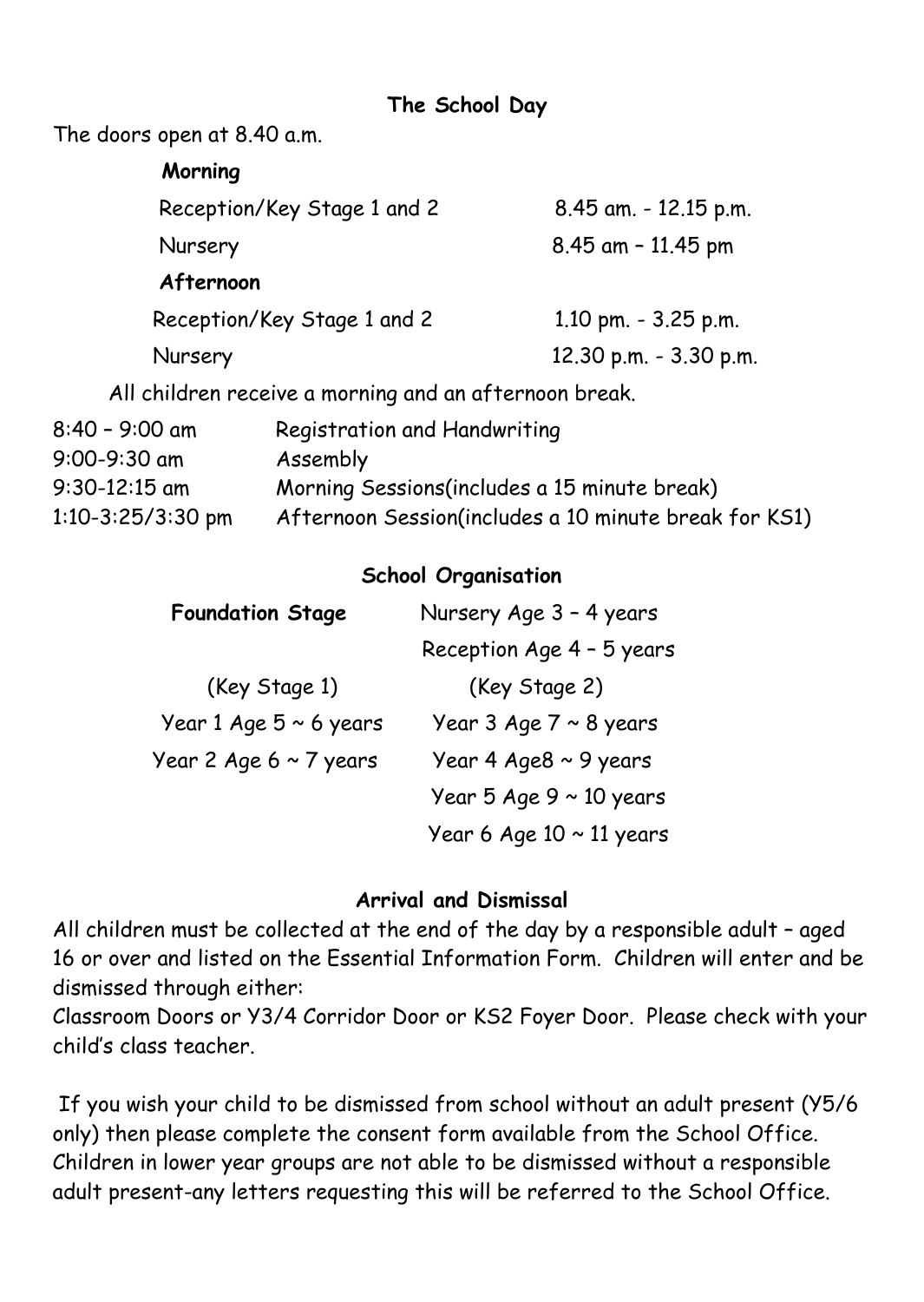## The School Day

The doors open at 8.40 a.m.

**Morning**

| | |
|---|---|
| Reception/Key Stage 1 and 2 | 8.45 am. - 12.15 p.m. |
| Nursery | 8.45 am – 11.45 pm |

**Afternoon**

| | |
|---|---|
| Reception/Key Stage 1 and 2 | 1.10 pm. - 3.25 p.m. |
| Nursery | 12.30 p.m. - 3.30 p.m. |

All children receive a morning and an afternoon break.

| | |
|---|---|
| 8:40 – 9:00 am | Registration and Handwriting |
| 9:00-9:30 am | Assembly |
| 9:30-12:15 am | Morning Sessions(includes a 15 minute break) |
| 1:10-3:25/3:30 pm | Afternoon Session(includes a 10 minute break for KS1) |

## School Organisation

| | |
|---|---|
| **Foundation Stage** | Nursery Age 3 – 4 years |
| | Reception Age 4 – 5 years |
| (Key Stage 1) | (Key Stage 2) |
| Year 1 Age 5 ~ 6 years | Year 3 Age 7 ~ 8 years |
| Year 2 Age 6 ~ 7 years | Year 4 Age8 ~ 9 years |
| | Year 5 Age 9 ~ 10 years |
| | Year 6 Age 10 ~ 11 years |

## Arrival and Dismissal

All children must be collected at the end of the day by a responsible adult – aged 16 or over and listed on the Essential Information Form. Children will enter and be dismissed through either:
Classroom Doors or Y3/4 Corridor Door or KS2 Foyer Door. Please check with your child's class teacher.

If you wish your child to be dismissed from school without an adult present (Y5/6 only) then please complete the consent form available from the School Office. Children in lower year groups are not able to be dismissed without a responsible adult present-any letters requesting this will be referred to the School Office.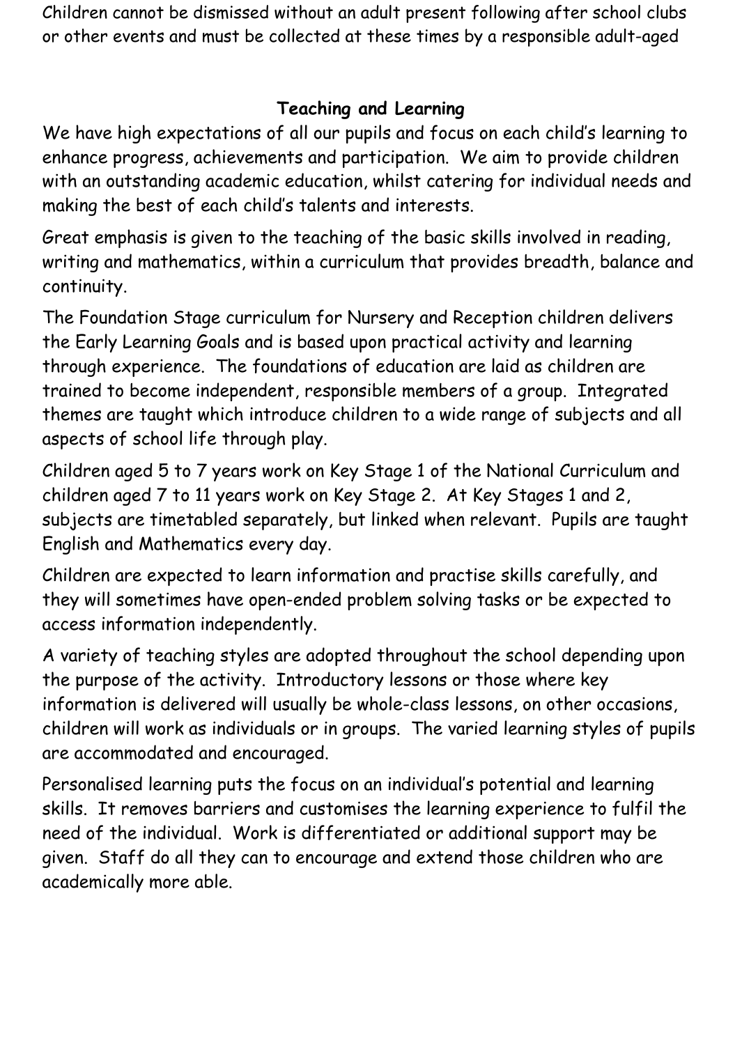Children cannot be dismissed without an adult present following after school clubs or other events and must be collected at these times by a responsible adult-aged

## Teaching and Learning

We have high expectations of all our pupils and focus on each child's learning to enhance progress, achievements and participation. We aim to provide children with an outstanding academic education, whilst catering for individual needs and making the best of each child's talents and interests.

Great emphasis is given to the teaching of the basic skills involved in reading, writing and mathematics, within a curriculum that provides breadth, balance and continuity.

The Foundation Stage curriculum for Nursery and Reception children delivers the Early Learning Goals and is based upon practical activity and learning through experience. The foundations of education are laid as children are trained to become independent, responsible members of a group. Integrated themes are taught which introduce children to a wide range of subjects and all aspects of school life through play.

Children aged 5 to 7 years work on Key Stage 1 of the National Curriculum and children aged 7 to 11 years work on Key Stage 2. At Key Stages 1 and 2, subjects are timetabled separately, but linked when relevant. Pupils are taught English and Mathematics every day.

Children are expected to learn information and practise skills carefully, and they will sometimes have open-ended problem solving tasks or be expected to access information independently.

A variety of teaching styles are adopted throughout the school depending upon the purpose of the activity. Introductory lessons or those where key information is delivered will usually be whole-class lessons, on other occasions, children will work as individuals or in groups. The varied learning styles of pupils are accommodated and encouraged.

Personalised learning puts the focus on an individual's potential and learning skills. It removes barriers and customises the learning experience to fulfil the need of the individual. Work is differentiated or additional support may be given. Staff do all they can to encourage and extend those children who are academically more able.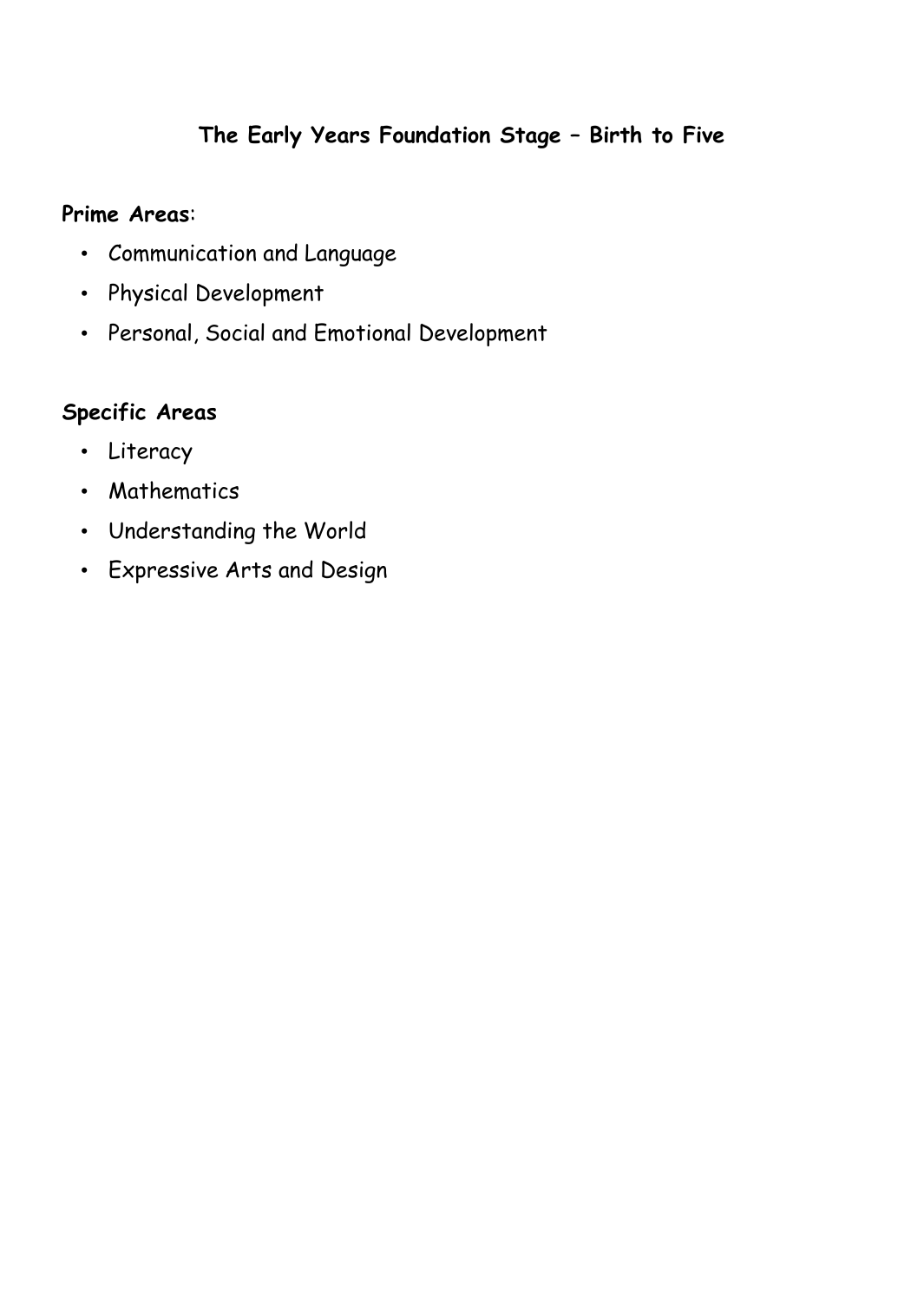## The Early Years Foundation Stage – Birth to Five

**Prime Areas**:

- Communication and Language
- Physical Development
- Personal, Social and Emotional Development

**Specific Areas**

- Literacy
- Mathematics
- Understanding the World
- Expressive Arts and Design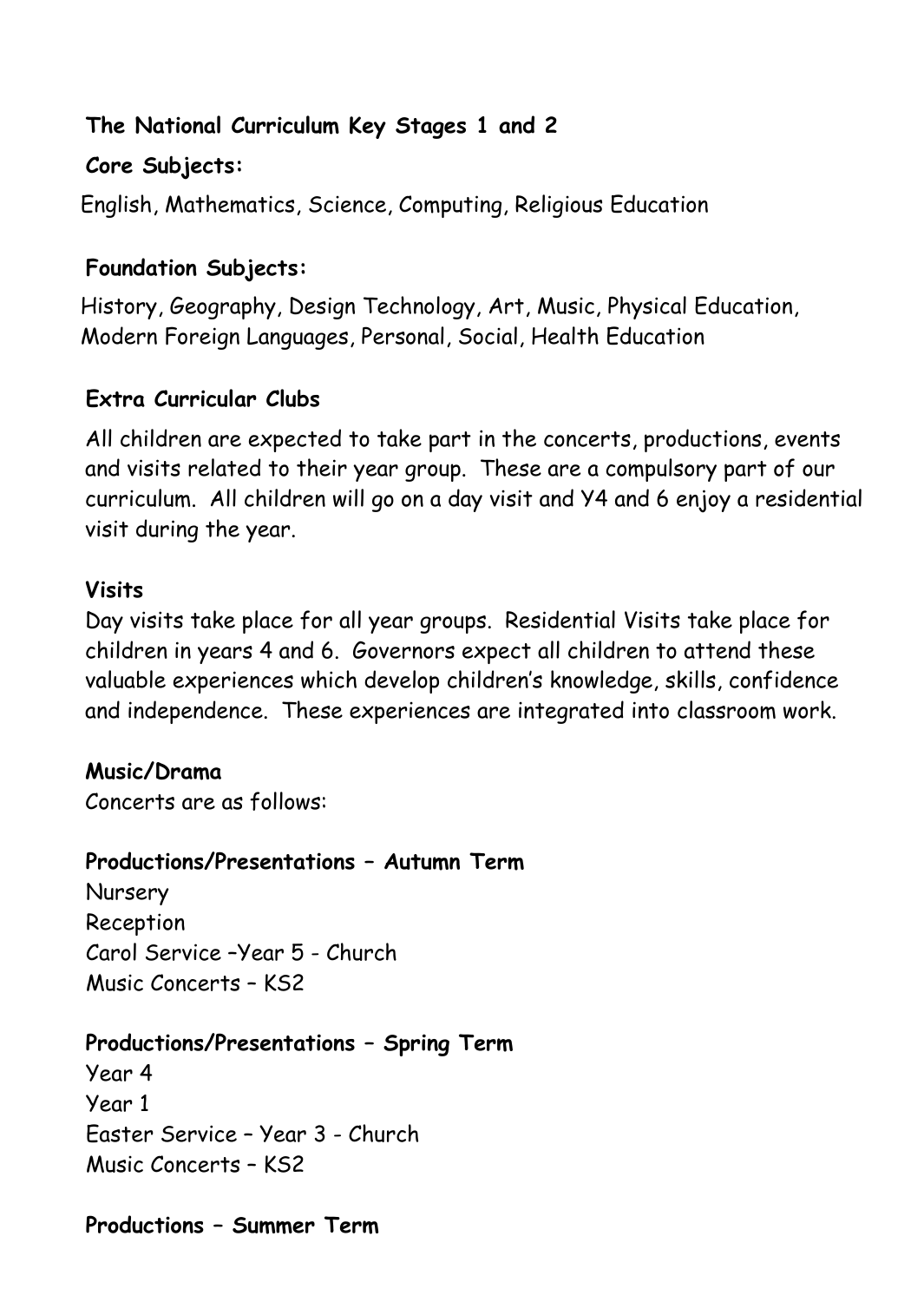**The National Curriculum Key Stages 1 and 2**

**Core Subjects:**

English, Mathematics, Science, Computing, Religious Education

**Foundation Subjects:**

History, Geography, Design Technology, Art, Music, Physical Education, Modern Foreign Languages, Personal, Social, Health Education

**Extra Curricular Clubs**

All children are expected to take part in the concerts, productions, events and visits related to their year group. These are a compulsory part of our curriculum. All children will go on a day visit and Y4 and 6 enjoy a residential visit during the year.

**Visits**

Day visits take place for all year groups. Residential Visits take place for children in years 4 and 6. Governors expect all children to attend these valuable experiences which develop children's knowledge, skills, confidence and independence. These experiences are integrated into classroom work.

**Music/Drama**

Concerts are as follows:

**Productions/Presentations – Autumn Term**

Nursery
Reception
Carol Service –Year 5 - Church
Music Concerts – KS2

**Productions/Presentations – Spring Term**

Year 4
Year 1
Easter Service – Year 3 - Church
Music Concerts – KS2

**Productions – Summer Term**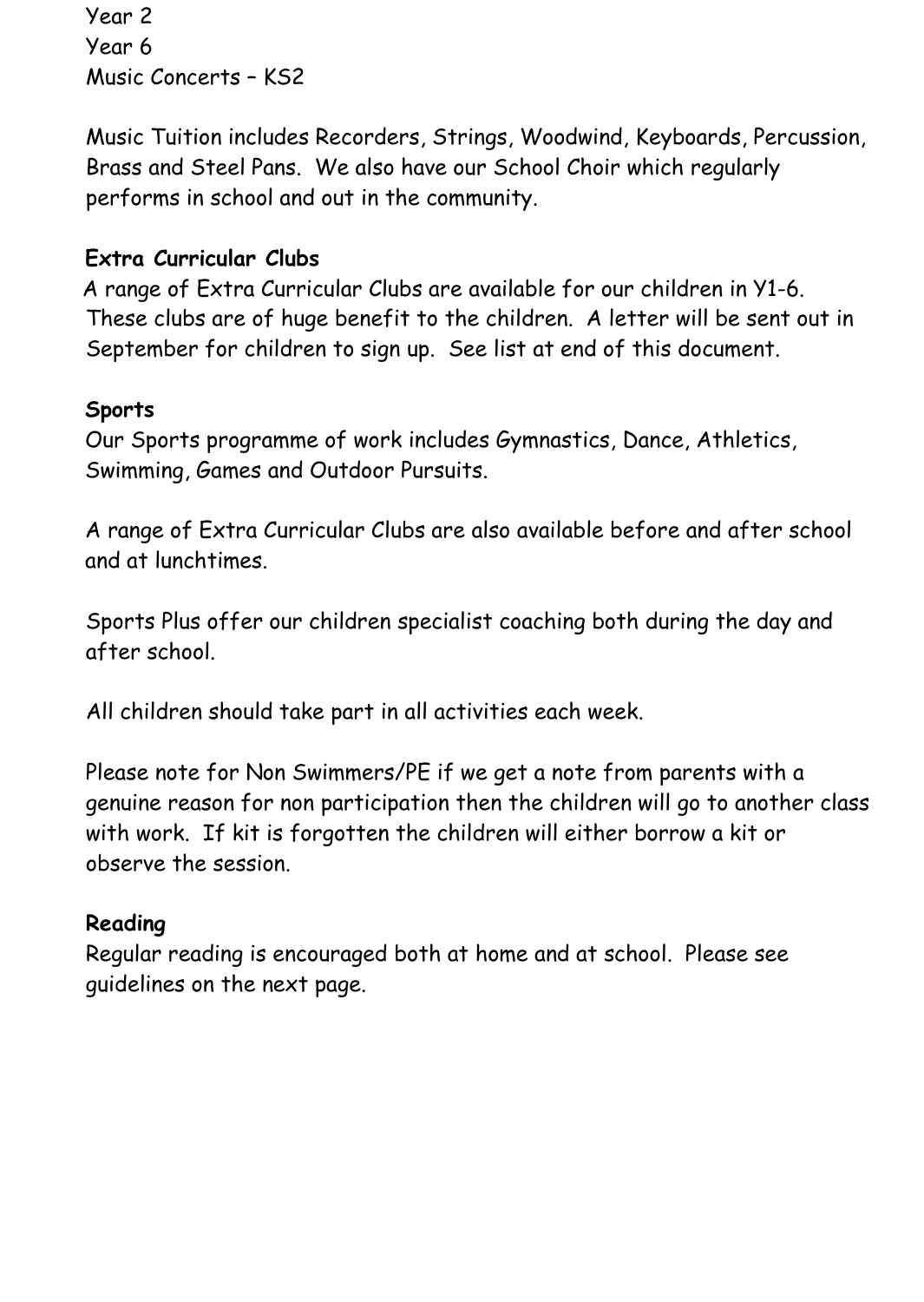Year 2
Year 6
Music Concerts – KS2

Music Tuition includes Recorders, Strings, Woodwind, Keyboards, Percussion, Brass and Steel Pans. We also have our School Choir which regularly performs in school and out in the community.

**Extra Curricular Clubs**

A range of Extra Curricular Clubs are available for our children in Y1-6. These clubs are of huge benefit to the children. A letter will be sent out in September for children to sign up. See list at end of this document.

**Sports**

Our Sports programme of work includes Gymnastics, Dance, Athletics, Swimming, Games and Outdoor Pursuits.

A range of Extra Curricular Clubs are also available before and after school and at lunchtimes.

Sports Plus offer our children specialist coaching both during the day and after school.

All children should take part in all activities each week.

Please note for Non Swimmers/PE if we get a note from parents with a genuine reason for non participation then the children will go to another class with work. If kit is forgotten the children will either borrow a kit or observe the session.

**Reading**

Regular reading is encouraged both at home and at school. Please see guidelines on the next page.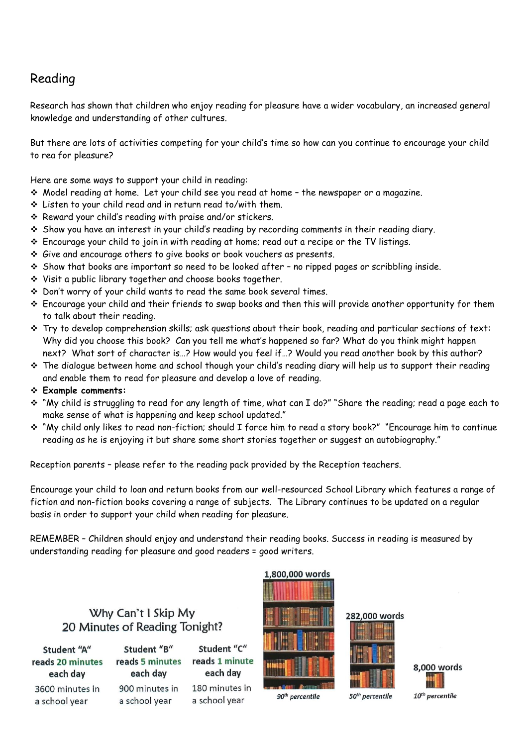## Reading

Research has shown that children who enjoy reading for pleasure have a wider vocabulary, an increased general knowledge and understanding of other cultures.

But there are lots of activities competing for your child's time so how can you continue to encourage your child to rea for pleasure?

Here are some ways to support your child in reading:

- Model reading at home. Let your child see you read at home – the newspaper or a magazine.
- Listen to your child read and in return read to/with them.
- Reward your child's reading with praise and/or stickers.
- Show you have an interest in your child's reading by recording comments in their reading diary.
- Encourage your child to join in with reading at home; read out a recipe or the TV listings.
- Give and encourage others to give books or book vouchers as presents.
- Show that books are important so need to be looked after – no ripped pages or scribbling inside.
- Visit a public library together and choose books together.
- Don't worry of your child wants to read the same book several times.
- Encourage your child and their friends to swap books and then this will provide another opportunity for them to talk about their reading.
- Try to develop comprehension skills; ask questions about their book, reading and particular sections of text: Why did you choose this book? Can you tell me what's happened so far? What do you think might happen next? What sort of character is…? How would you feel if…? Would you read another book by this author?
- The dialogue between home and school though your child's reading diary will help us to support their reading and enable them to read for pleasure and develop a love of reading.
- **Example comments:**
- "My child is struggling to read for any length of time, what can I do?" "Share the reading; read a page each to make sense of what is happening and keep school updated."
- "My child only likes to read non-fiction; should I force him to read a story book?" "Encourage him to continue reading as he is enjoying it but share some short stories together or suggest an autobiography."

Reception parents – please refer to the reading pack provided by the Reception teachers.

Encourage your child to loan and return books from our well-resourced School Library which features a range of fiction and non-fiction books covering a range of subjects. The Library continues to be updated on a regular basis in order to support your child when reading for pleasure.

REMEMBER – Children should enjoy and understand their reading books. Success in reading is measured by understanding reading for pleasure and good readers = good writers.

### Why Can't I Skip My 20 Minutes of Reading Tonight?

| Student "A" reads 20 minutes each day | Student "B" reads 5 minutes each day | Student "C" reads 1 minute each day |
|---|---|---|
| 3600 minutes in a school year | 900 minutes in a school year | 180 minutes in a school year |
| 1,800,000 words | 282,000 words | 8,000 words |
| 90th percentile | 50th percentile | 10th percentile |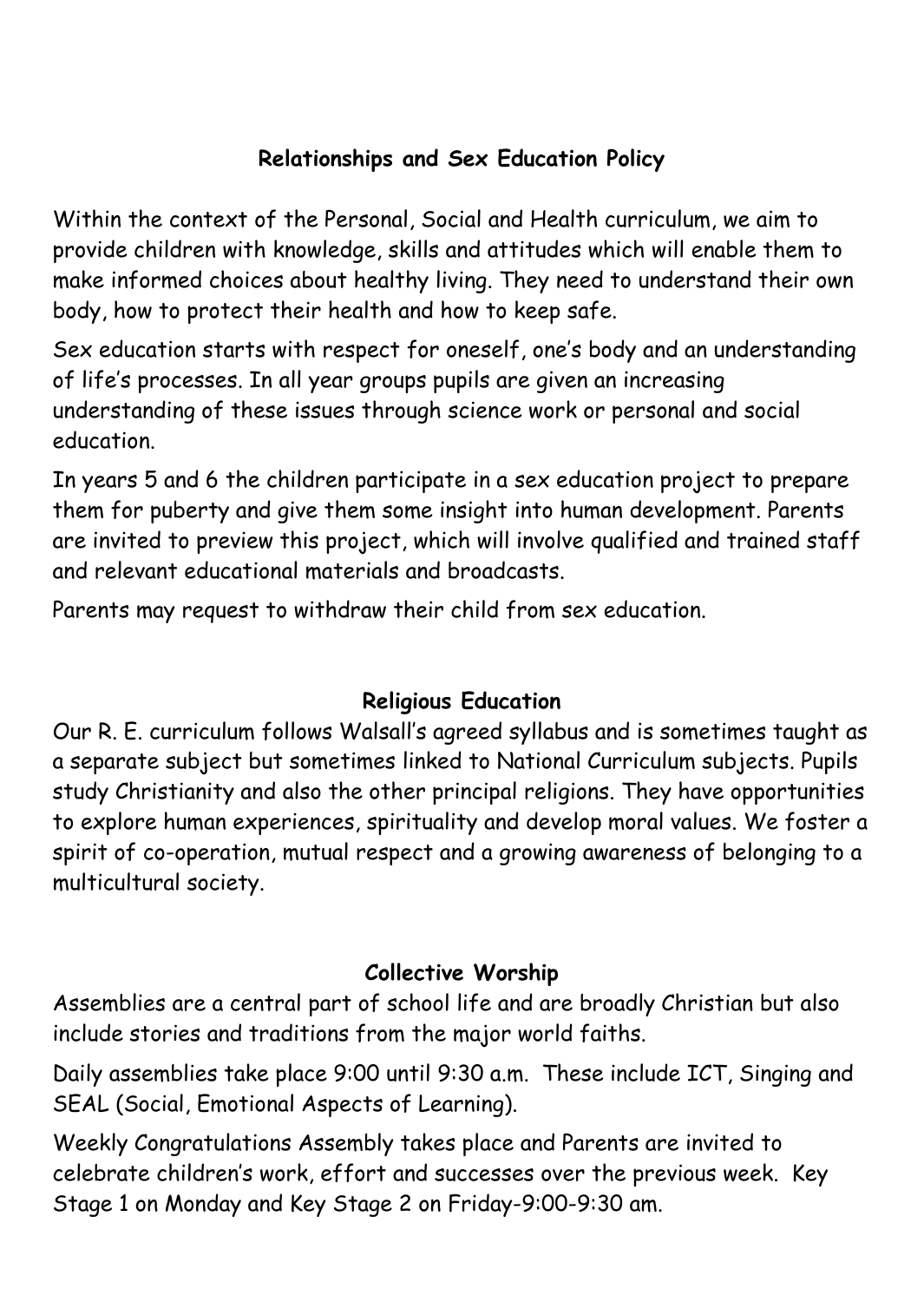## Relationships and Sex Education Policy

Within the context of the Personal, Social and Health curriculum, we aim to provide children with knowledge, skills and attitudes which will enable them to make informed choices about healthy living. They need to understand their own body, how to protect their health and how to keep safe.

Sex education starts with respect for oneself, one's body and an understanding of life's processes. In all year groups pupils are given an increasing understanding of these issues through science work or personal and social education.

In years 5 and 6 the children participate in a sex education project to prepare them for puberty and give them some insight into human development. Parents are invited to preview this project, which will involve qualified and trained staff and relevant educational materials and broadcasts.

Parents may request to withdraw their child from sex education.

## Religious Education

Our R. E. curriculum follows Walsall's agreed syllabus and is sometimes taught as a separate subject but sometimes linked to National Curriculum subjects. Pupils study Christianity and also the other principal religions. They have opportunities to explore human experiences, spirituality and develop moral values. We foster a spirit of co-operation, mutual respect and a growing awareness of belonging to a multicultural society.

## Collective Worship

Assemblies are a central part of school life and are broadly Christian but also include stories and traditions from the major world faiths.

Daily assemblies take place 9:00 until 9:30 a.m. These include ICT, Singing and SEAL (Social, Emotional Aspects of Learning).

Weekly Congratulations Assembly takes place and Parents are invited to celebrate children's work, effort and successes over the previous week. Key Stage 1 on Monday and Key Stage 2 on Friday-9:00-9:30 am.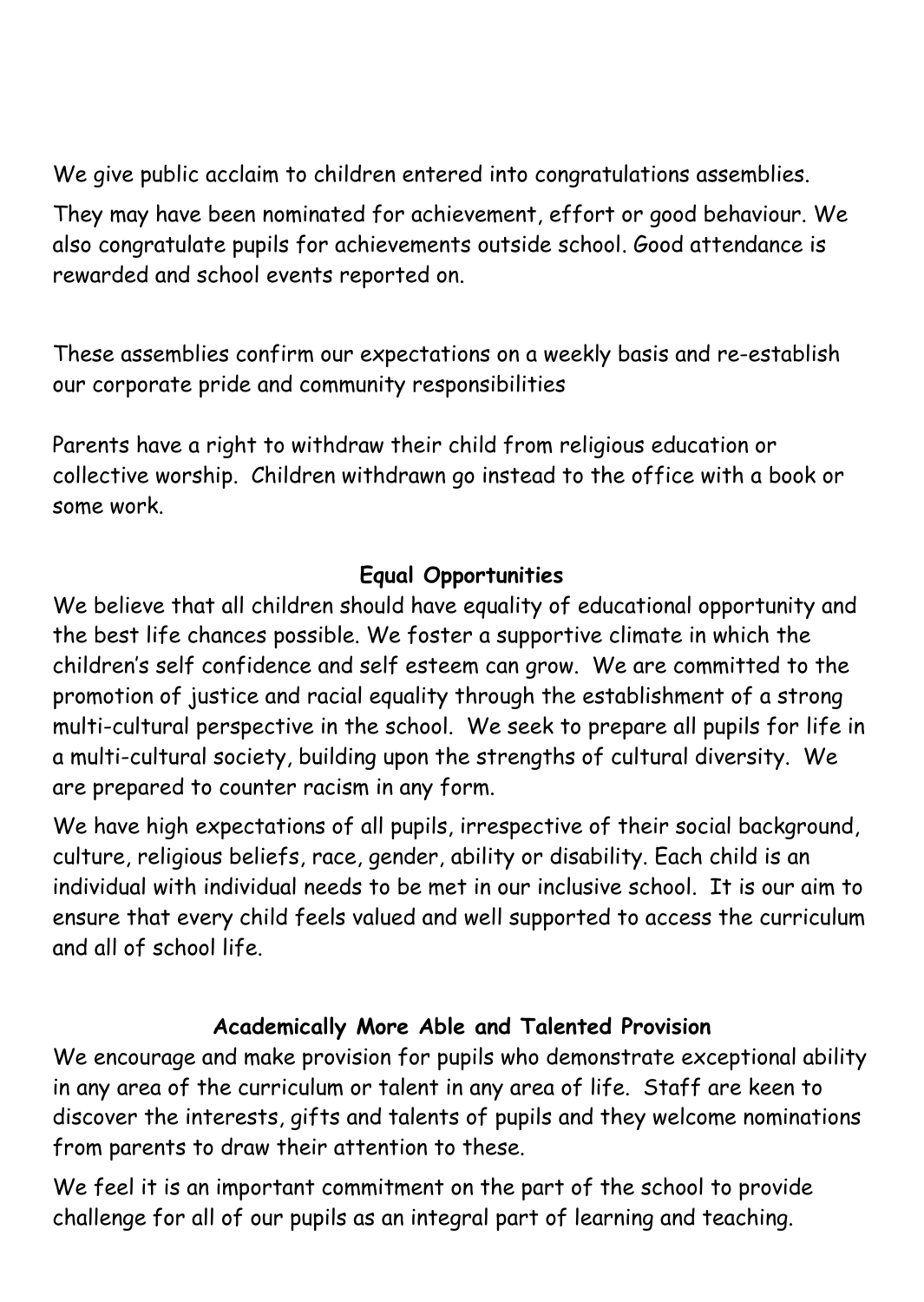We give public acclaim to children entered into congratulations assemblies.

They may have been nominated for achievement, effort or good behaviour. We also congratulate pupils for achievements outside school. Good attendance is rewarded and school events reported on.

These assemblies confirm our expectations on a weekly basis and re-establish our corporate pride and community responsibilities

Parents have a right to withdraw their child from religious education or collective worship. Children withdrawn go instead to the office with a book or some work.

## Equal Opportunities

We believe that all children should have equality of educational opportunity and the best life chances possible. We foster a supportive climate in which the children's self confidence and self esteem can grow. We are committed to the promotion of justice and racial equality through the establishment of a strong multi-cultural perspective in the school. We seek to prepare all pupils for life in a multi-cultural society, building upon the strengths of cultural diversity. We are prepared to counter racism in any form.

We have high expectations of all pupils, irrespective of their social background, culture, religious beliefs, race, gender, ability or disability. Each child is an individual with individual needs to be met in our inclusive school. It is our aim to ensure that every child feels valued and well supported to access the curriculum and all of school life.

## Academically More Able and Talented Provision

We encourage and make provision for pupils who demonstrate exceptional ability in any area of the curriculum or talent in any area of life. Staff are keen to discover the interests, gifts and talents of pupils and they welcome nominations from parents to draw their attention to these.

We feel it is an important commitment on the part of the school to provide challenge for all of our pupils as an integral part of learning and teaching.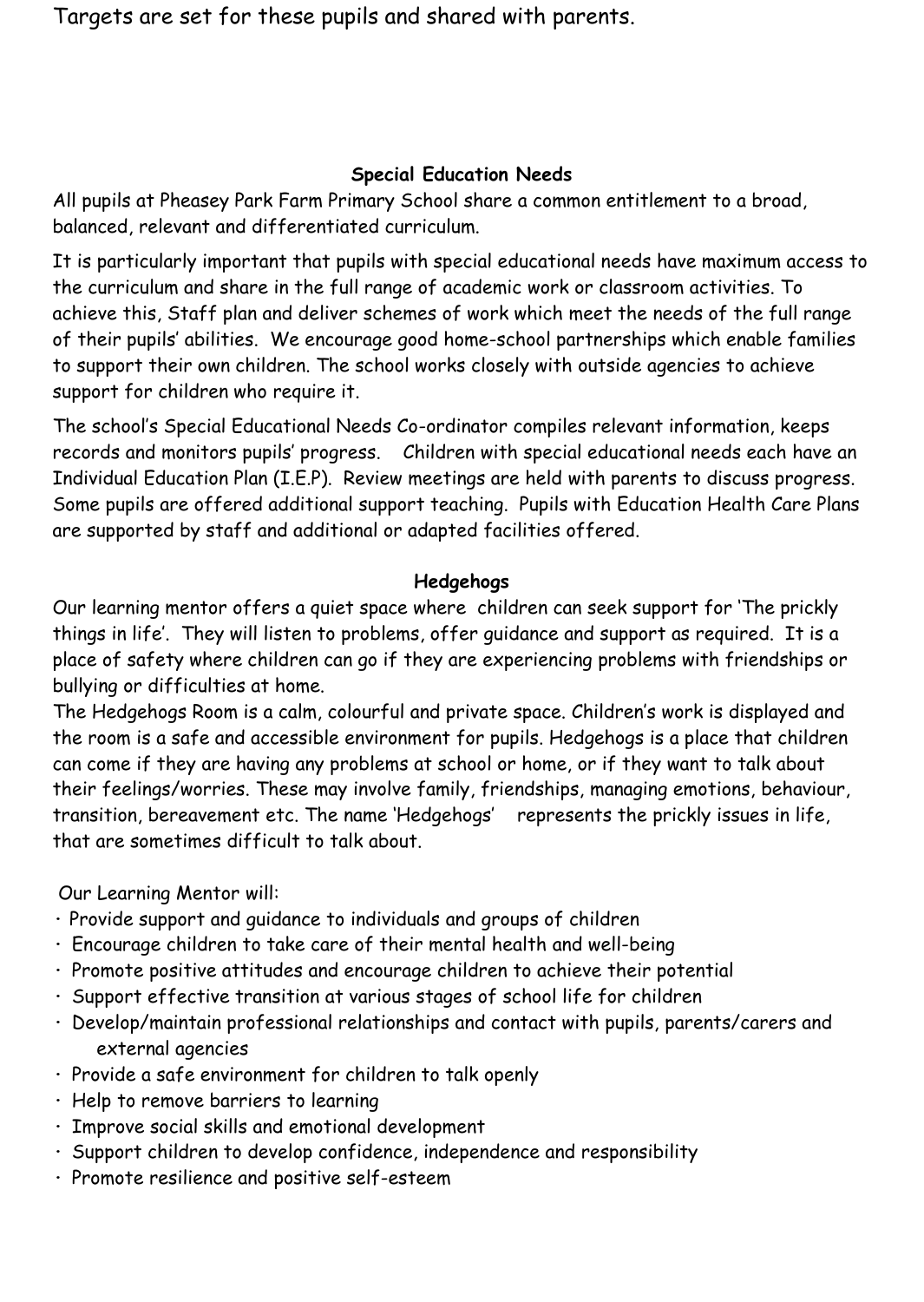Targets are set for these pupils and shared with parents.

## Special Education Needs

All pupils at Pheasey Park Farm Primary School share a common entitlement to a broad, balanced, relevant and differentiated curriculum.

It is particularly important that pupils with special educational needs have maximum access to the curriculum and share in the full range of academic work or classroom activities. To achieve this, Staff plan and deliver schemes of work which meet the needs of the full range of their pupils' abilities. We encourage good home-school partnerships which enable families to support their own children. The school works closely with outside agencies to achieve support for children who require it.

The school's Special Educational Needs Co-ordinator compiles relevant information, keeps records and monitors pupils' progress. Children with special educational needs each have an Individual Education Plan (I.E.P). Review meetings are held with parents to discuss progress. Some pupils are offered additional support teaching. Pupils with Education Health Care Plans are supported by staff and additional or adapted facilities offered.

## Hedgehogs

Our learning mentor offers a quiet space where children can seek support for 'The prickly things in life'. They will listen to problems, offer guidance and support as required. It is a place of safety where children can go if they are experiencing problems with friendships or bullying or difficulties at home.

The Hedgehogs Room is a calm, colourful and private space. Children's work is displayed and the room is a safe and accessible environment for pupils. Hedgehogs is a place that children can come if they are having any problems at school or home, or if they want to talk about their feelings/worries. These may involve family, friendships, managing emotions, behaviour, transition, bereavement etc. The name 'Hedgehogs' represents the prickly issues in life, that are sometimes difficult to talk about.

Our Learning Mentor will:

- Provide support and guidance to individuals and groups of children
- Encourage children to take care of their mental health and well-being
- Promote positive attitudes and encourage children to achieve their potential
- Support effective transition at various stages of school life for children
- Develop/maintain professional relationships and contact with pupils, parents/carers and external agencies
- Provide a safe environment for children to talk openly
- Help to remove barriers to learning
- Improve social skills and emotional development
- Support children to develop confidence, independence and responsibility
- Promote resilience and positive self-esteem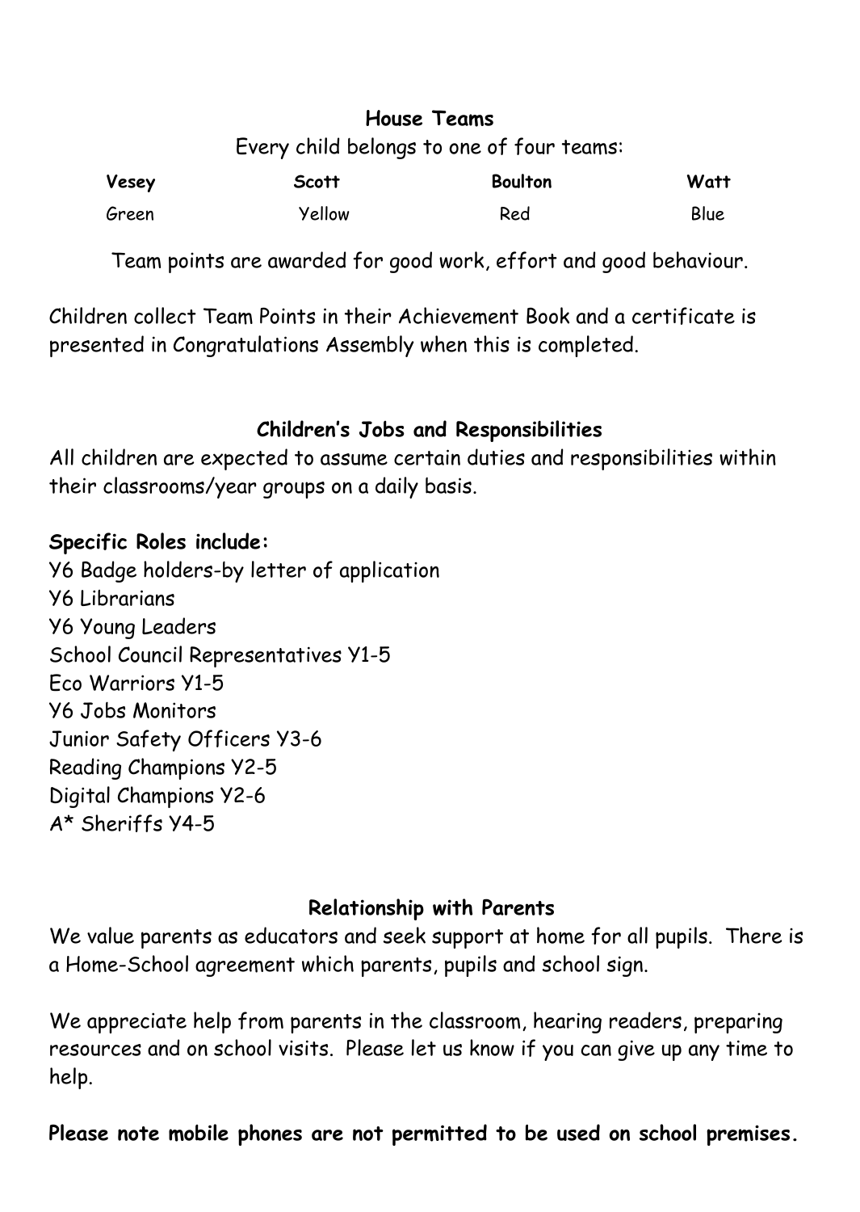## House Teams

Every child belongs to one of four teams:

| Vesey | Scott | Boulton | Watt |
| --- | --- | --- | --- |
| Green | Yellow | Red | Blue |

Team points are awarded for good work, effort and good behaviour.

Children collect Team Points in their Achievement Book and a certificate is presented in Congratulations Assembly when this is completed.

## Children's Jobs and Responsibilities

All children are expected to assume certain duties and responsibilities within their classrooms/year groups on a daily basis.

**Specific Roles include:**

Y6 Badge holders-by letter of application
Y6 Librarians
Y6 Young Leaders
School Council Representatives Y1-5
Eco Warriors Y1-5
Y6 Jobs Monitors
Junior Safety Officers Y3-6
Reading Champions Y2-5
Digital Champions Y2-6
A* Sheriffs Y4-5

## Relationship with Parents

We value parents as educators and seek support at home for all pupils. There is a Home-School agreement which parents, pupils and school sign.

We appreciate help from parents in the classroom, hearing readers, preparing resources and on school visits. Please let us know if you can give up any time to help.

**Please note mobile phones are not permitted to be used on school premises.**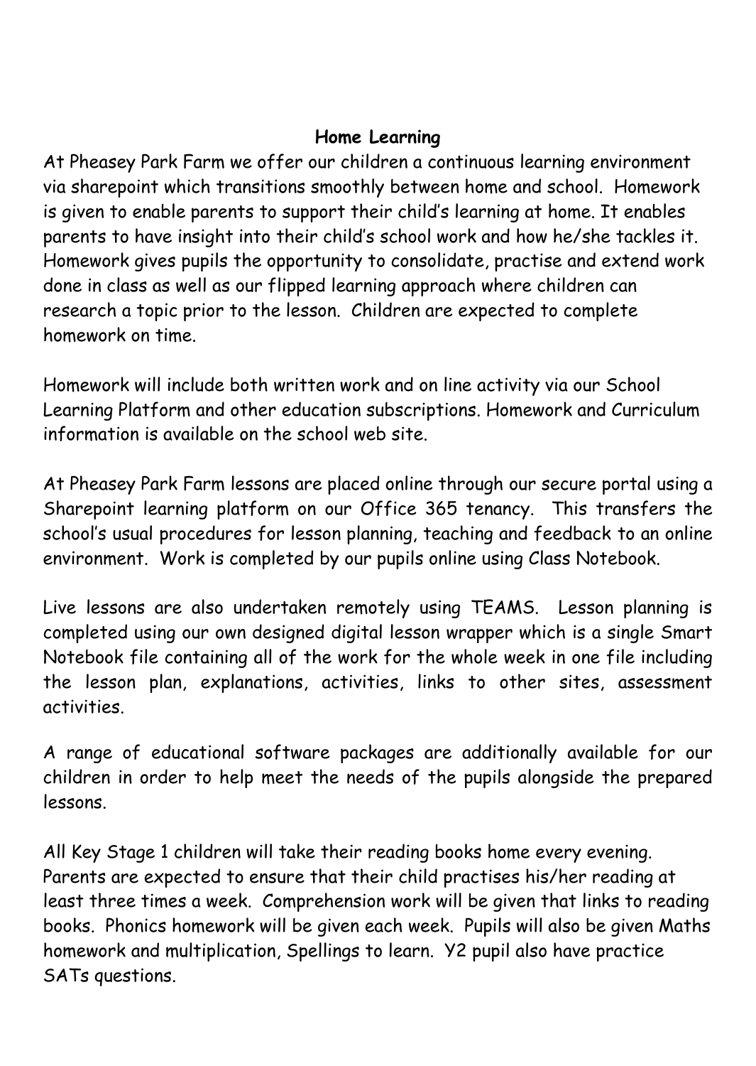## Home Learning

At Pheasey Park Farm we offer our children a continuous learning environment via sharepoint which transitions smoothly between home and school. Homework is given to enable parents to support their child's learning at home. It enables parents to have insight into their child's school work and how he/she tackles it. Homework gives pupils the opportunity to consolidate, practise and extend work done in class as well as our flipped learning approach where children can research a topic prior to the lesson. Children are expected to complete homework on time.

Homework will include both written work and on line activity via our School Learning Platform and other education subscriptions. Homework and Curriculum information is available on the school web site.

At Pheasey Park Farm lessons are placed online through our secure portal using a Sharepoint learning platform on our Office 365 tenancy. This transfers the school's usual procedures for lesson planning, teaching and feedback to an online environment. Work is completed by our pupils online using Class Notebook.

Live lessons are also undertaken remotely using TEAMS. Lesson planning is completed using our own designed digital lesson wrapper which is a single Smart Notebook file containing all of the work for the whole week in one file including the lesson plan, explanations, activities, links to other sites, assessment activities.

A range of educational software packages are additionally available for our children in order to help meet the needs of the pupils alongside the prepared lessons.

All Key Stage 1 children will take their reading books home every evening. Parents are expected to ensure that their child practises his/her reading at least three times a week. Comprehension work will be given that links to reading books. Phonics homework will be given each week. Pupils will also be given Maths homework and multiplication, Spellings to learn. Y2 pupil also have practice SATs questions.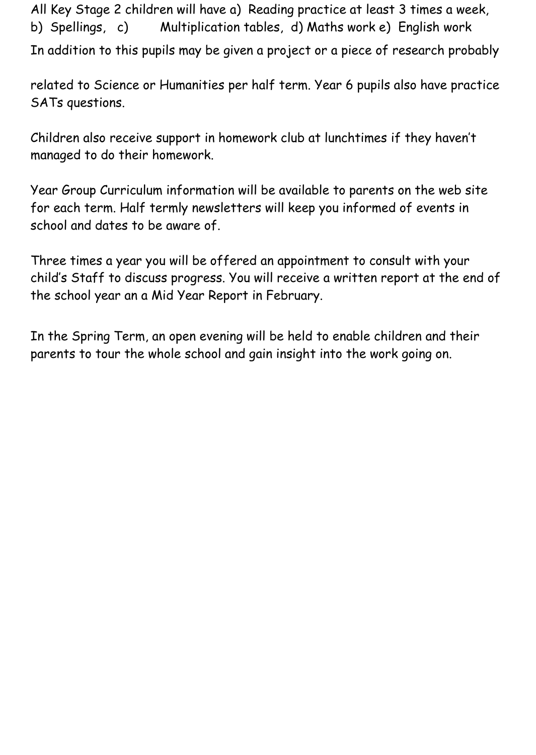All Key Stage 2 children will have a) Reading practice at least 3 times a week, b) Spellings, c) Multiplication tables, d) Maths work e) English work

In addition to this pupils may be given a project or a piece of research probably related to Science or Humanities per half term. Year 6 pupils also have practice SATs questions.

Children also receive support in homework club at lunchtimes if they haven't managed to do their homework.

Year Group Curriculum information will be available to parents on the web site for each term. Half termly newsletters will keep you informed of events in school and dates to be aware of.

Three times a year you will be offered an appointment to consult with your child's Staff to discuss progress. You will receive a written report at the end of the school year an a Mid Year Report in February.

In the Spring Term, an open evening will be held to enable children and their parents to tour the whole school and gain insight into the work going on.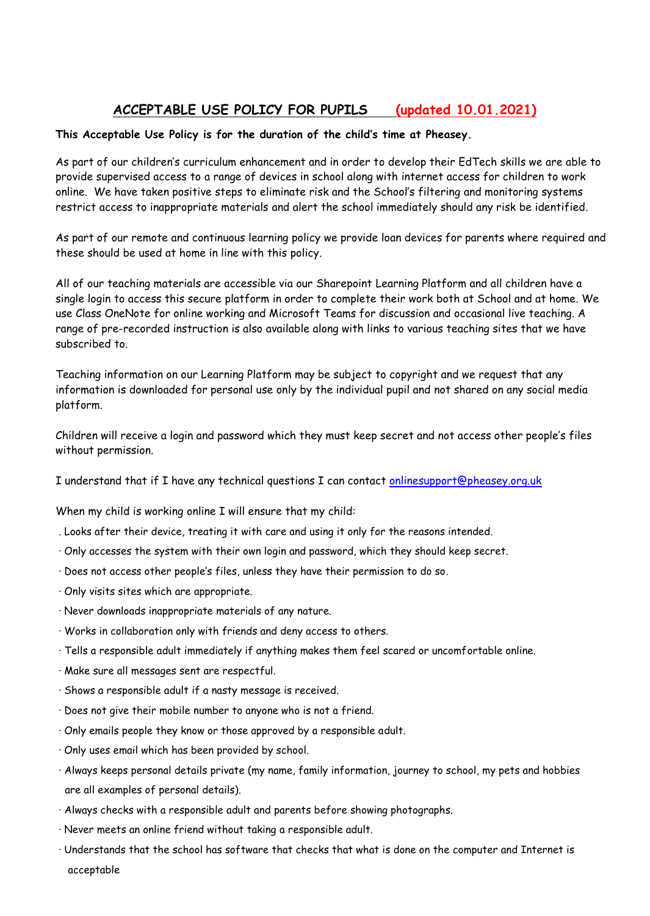## ACCEPTABLE USE POLICY FOR PUPILS (updated 10.01.2021)

**This Acceptable Use Policy is for the duration of the child's time at Pheasey.**

As part of our children's curriculum enhancement and in order to develop their EdTech skills we are able to provide supervised access to a range of devices in school along with internet access for children to work online. We have taken positive steps to eliminate risk and the School's filtering and monitoring systems restrict access to inappropriate materials and alert the school immediately should any risk be identified.

As part of our remote and continuous learning policy we provide loan devices for parents where required and these should be used at home in line with this policy.

All of our teaching materials are accessible via our Sharepoint Learning Platform and all children have a single login to access this secure platform in order to complete their work both at School and at home. We use Class OneNote for online working and Microsoft Teams for discussion and occasional live teaching. A range of pre-recorded instruction is also available along with links to various teaching sites that we have subscribed to.

Teaching information on our Learning Platform may be subject to copyright and we request that any information is downloaded for personal use only by the individual pupil and not shared on any social media platform.

Children will receive a login and password which they must keep secret and not access other people's files without permission.

I understand that if I have any technical questions I can contact onlinesupport@pheasey.org.uk

When my child is working online I will ensure that my child:

- Looks after their device, treating it with care and using it only for the reasons intended.
- Only accesses the system with their own login and password, which they should keep secret.
- Does not access other people's files, unless they have their permission to do so.
- Only visits sites which are appropriate.
- Never downloads inappropriate materials of any nature.
- Works in collaboration only with friends and deny access to others.
- Tells a responsible adult immediately if anything makes them feel scared or uncomfortable online.
- Make sure all messages sent are respectful.
- Shows a responsible adult if a nasty message is received.
- Does not give their mobile number to anyone who is not a friend.
- Only emails people they know or those approved by a responsible adult.
- Only uses email which has been provided by school.
- Always keeps personal details private (my name, family information, journey to school, my pets and hobbies are all examples of personal details).
- Always checks with a responsible adult and parents before showing photographs.
- Never meets an online friend without taking a responsible adult.
- Understands that the school has software that checks that what is done on the computer and Internet is acceptable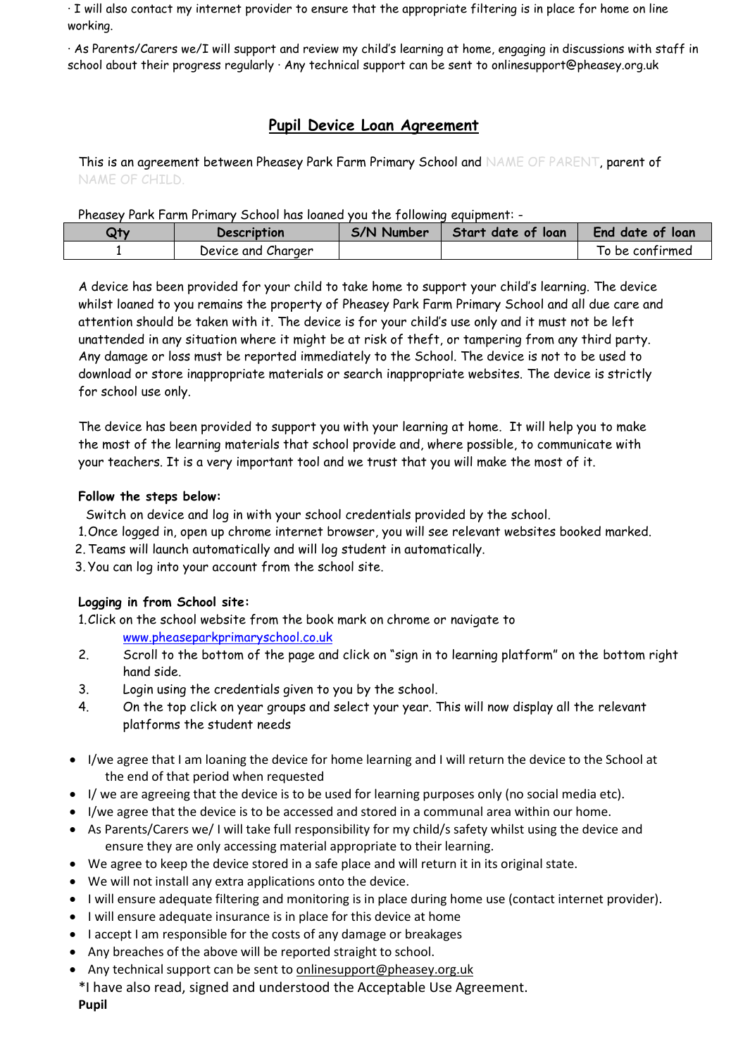· I will also contact my internet provider to ensure that the appropriate filtering is in place for home on line working.

· As Parents/Carers we/I will support and review my child's learning at home, engaging in discussions with staff in school about their progress regularly · Any technical support can be sent to onlinesupport@pheasey.org.uk

## Pupil Device Loan Agreement

This is an agreement between Pheasey Park Farm Primary School and NAME OF PARENT, parent of NAME OF CHILD.

Pheasey Park Farm Primary School has loaned you the following equipment: -

| Qty | Description | S/N Number | Start date of loan | End date of loan |
|---|---|---|---|---|
| 1 | Device and Charger | | | To be confirmed |

A device has been provided for your child to take home to support your child's learning. The device whilst loaned to you remains the property of Pheasey Park Farm Primary School and all due care and attention should be taken with it. The device is for your child's use only and it must not be left unattended in any situation where it might be at risk of theft, or tampering from any third party. Any damage or loss must be reported immediately to the School. The device is not to be used to download or store inappropriate materials or search inappropriate websites. The device is strictly for school use only.

The device has been provided to support you with your learning at home. It will help you to make the most of the learning materials that school provide and, where possible, to communicate with your teachers. It is a very important tool and we trust that you will make the most of it.

**Follow the steps below:**

Switch on device and log in with your school credentials provided by the school.

1. Once logged in, open up chrome internet browser, you will see relevant websites booked marked.
2. Teams will launch automatically and will log student in automatically.
3. You can log into your account from the school site.

**Logging in from School site:**

1. Click on the school website from the book mark on chrome or navigate to www.pheaseparkprimaryschool.co.uk
2. Scroll to the bottom of the page and click on "sign in to learning platform" on the bottom right hand side.
3. Login using the credentials given to you by the school.
4. On the top click on year groups and select your year. This will now display all the relevant platforms the student needs

- I/we agree that I am loaning the device for home learning and I will return the device to the School at the end of that period when requested
- I/ we are agreeing that the device is to be used for learning purposes only (no social media etc).
- I/we agree that the device is to be accessed and stored in a communal area within our home.
- As Parents/Carers we/ I will take full responsibility for my child/s safety whilst using the device and ensure they are only accessing material appropriate to their learning.
- We agree to keep the device stored in a safe place and will return it in its original state.
- We will not install any extra applications onto the device.
- I will ensure adequate filtering and monitoring is in place during home use (contact internet provider).
- I will ensure adequate insurance is in place for this device at home
- I accept I am responsible for the costs of any damage or breakages
- Any breaches of the above will be reported straight to school.
- Any technical support can be sent to onlinesupport@pheasey.org.uk

*I have also read, signed and understood the Acceptable Use Agreement.

**Pupil**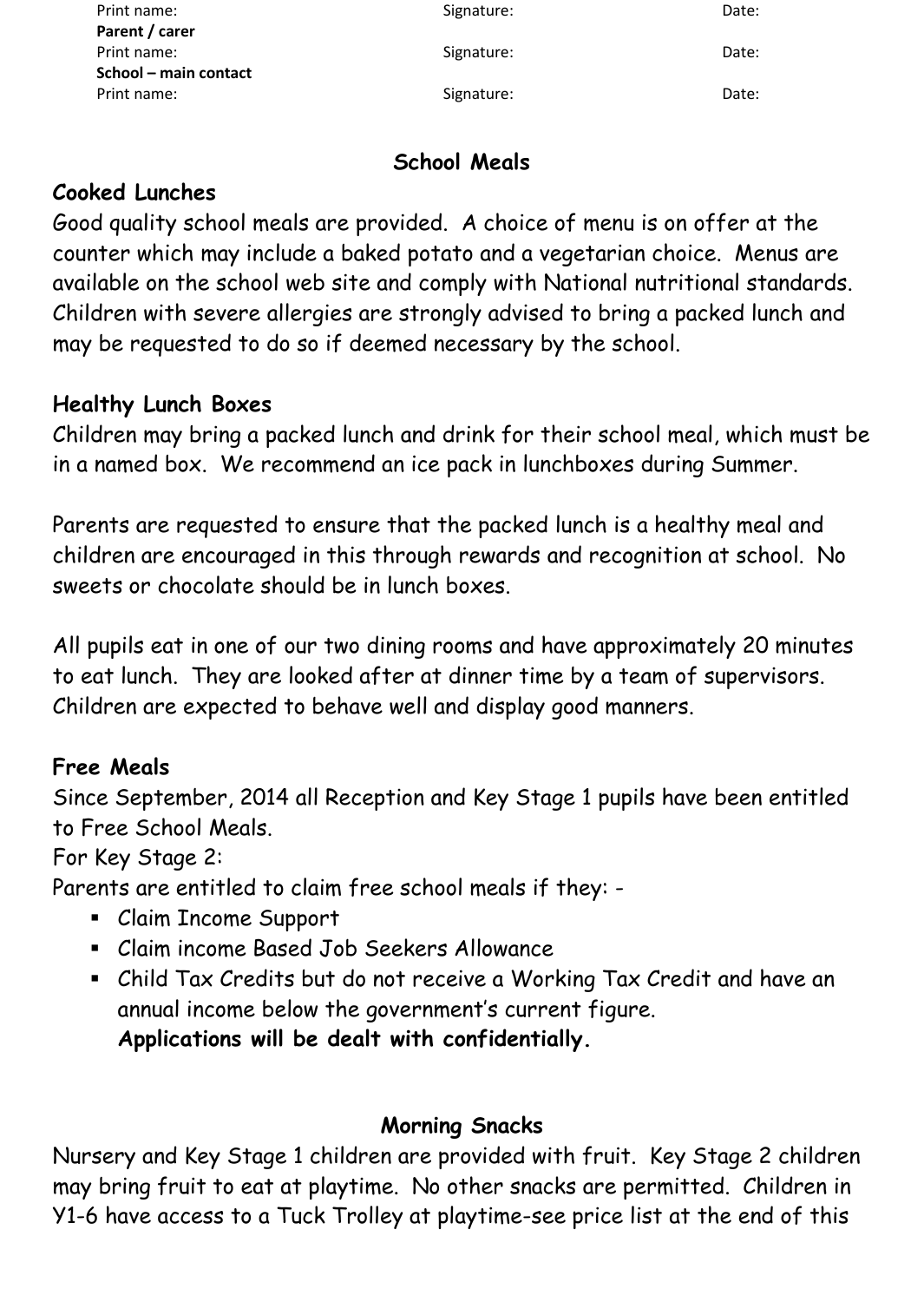| Print name: | Signature: | Date: |
|---|---|---|
| **Parent / carer** | | |
| Print name: | Signature: | Date: |
| **School – main contact** | | |
| Print name: | Signature: | Date: |

## School Meals

### Cooked Lunches

Good quality school meals are provided. A choice of menu is on offer at the counter which may include a baked potato and a vegetarian choice. Menus are available on the school web site and comply with National nutritional standards. Children with severe allergies are strongly advised to bring a packed lunch and may be requested to do so if deemed necessary by the school.

### Healthy Lunch Boxes

Children may bring a packed lunch and drink for their school meal, which must be in a named box. We recommend an ice pack in lunchboxes during Summer.

Parents are requested to ensure that the packed lunch is a healthy meal and children are encouraged in this through rewards and recognition at school. No sweets or chocolate should be in lunch boxes.

All pupils eat in one of our two dining rooms and have approximately 20 minutes to eat lunch. They are looked after at dinner time by a team of supervisors. Children are expected to behave well and display good manners.

### Free Meals

Since September, 2014 all Reception and Key Stage 1 pupils have been entitled to Free School Meals.

For Key Stage 2:

Parents are entitled to claim free school meals if they: -

- Claim Income Support
- Claim income Based Job Seekers Allowance
- Child Tax Credits but do not receive a Working Tax Credit and have an annual income below the government's current figure.
  **Applications will be dealt with confidentially.**

## Morning Snacks

Nursery and Key Stage 1 children are provided with fruit. Key Stage 2 children may bring fruit to eat at playtime. No other snacks are permitted. Children in Y1-6 have access to a Tuck Trolley at playtime-see price list at the end of this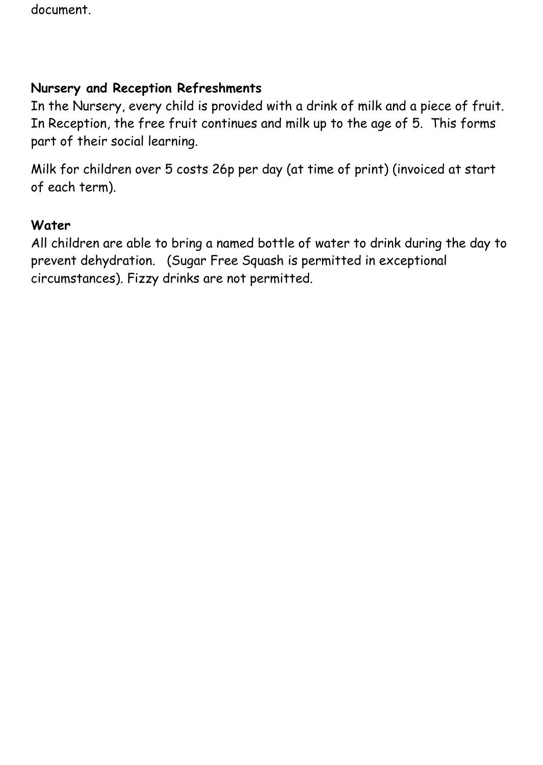document.

**Nursery and Reception Refreshments**

In the Nursery, every child is provided with a drink of milk and a piece of fruit. In Reception, the free fruit continues and milk up to the age of 5. This forms part of their social learning.

Milk for children over 5 costs 26p per day (at time of print) (invoiced at start of each term).

**Water**

All children are able to bring a named bottle of water to drink during the day to prevent dehydration. (Sugar Free Squash is permitted in exceptional circumstances). Fizzy drinks are not permitted.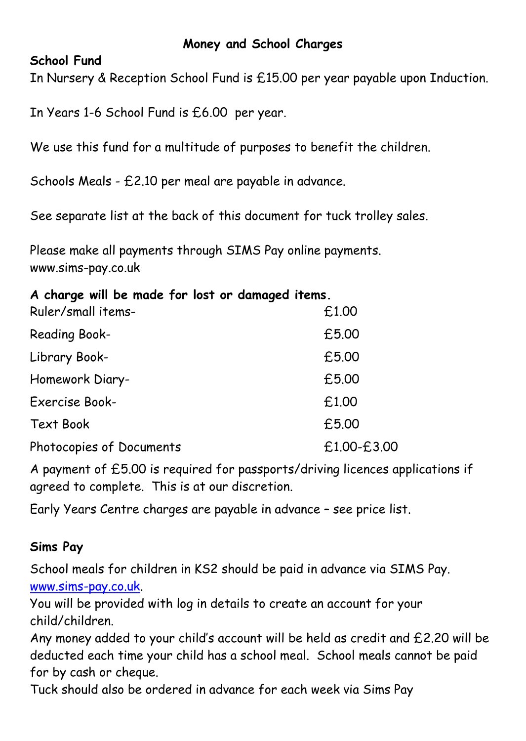# Money and School Charges

**School Fund**

In Nursery & Reception School Fund is £15.00 per year payable upon Induction.

In Years 1-6 School Fund is £6.00 per year.

We use this fund for a multitude of purposes to benefit the children.

Schools Meals - £2.10 per meal are payable in advance.

See separate list at the back of this document for tuck trolley sales.

Please make all payments through SIMS Pay online payments. www.sims-pay.co.uk

**A charge will be made for lost or damaged items.**

| Item | Charge |
| --- | --- |
| Ruler/small items- | £1.00 |
| Reading Book- | £5.00 |
| Library Book- | £5.00 |
| Homework Diary- | £5.00 |
| Exercise Book- | £1.00 |
| Text Book | £5.00 |
| Photocopies of Documents | £1.00-£3.00 |

A payment of £5.00 is required for passports/driving licences applications if agreed to complete. This is at our discretion.

Early Years Centre charges are payable in advance – see price list.

**Sims Pay**

School meals for children in KS2 should be paid in advance via SIMS Pay. www.sims-pay.co.uk.

You will be provided with log in details to create an account for your child/children.

Any money added to your child's account will be held as credit and £2.20 will be deducted each time your child has a school meal. School meals cannot be paid for by cash or cheque.

Tuck should also be ordered in advance for each week via Sims Pay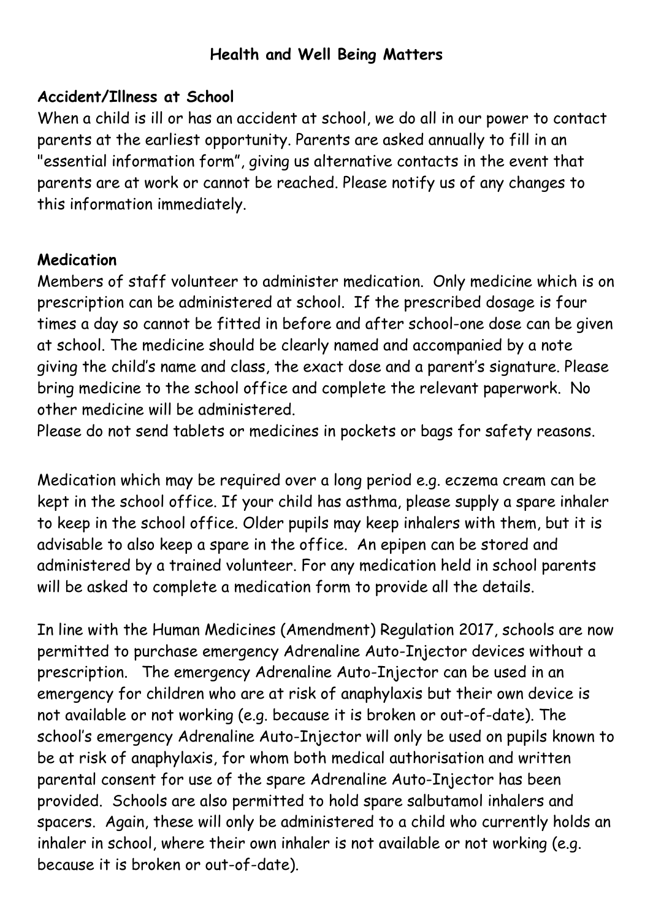## Health and Well Being Matters

**Accident/Illness at School**

When a child is ill or has an accident at school, we do all in our power to contact parents at the earliest opportunity. Parents are asked annually to fill in an "essential information form", giving us alternative contacts in the event that parents are at work or cannot be reached. Please notify us of any changes to this information immediately.

**Medication**

Members of staff volunteer to administer medication. Only medicine which is on prescription can be administered at school. If the prescribed dosage is four times a day so cannot be fitted in before and after school-one dose can be given at school. The medicine should be clearly named and accompanied by a note giving the child's name and class, the exact dose and a parent's signature. Please bring medicine to the school office and complete the relevant paperwork. No other medicine will be administered.

Please do not send tablets or medicines in pockets or bags for safety reasons.

Medication which may be required over a long period e.g. eczema cream can be kept in the school office. If your child has asthma, please supply a spare inhaler to keep in the school office. Older pupils may keep inhalers with them, but it is advisable to also keep a spare in the office. An epipen can be stored and administered by a trained volunteer. For any medication held in school parents will be asked to complete a medication form to provide all the details.

In line with the Human Medicines (Amendment) Regulation 2017, schools are now permitted to purchase emergency Adrenaline Auto-Injector devices without a prescription. The emergency Adrenaline Auto-Injector can be used in an emergency for children who are at risk of anaphylaxis but their own device is not available or not working (e.g. because it is broken or out-of-date). The school's emergency Adrenaline Auto-Injector will only be used on pupils known to be at risk of anaphylaxis, for whom both medical authorisation and written parental consent for use of the spare Adrenaline Auto-Injector has been provided. Schools are also permitted to hold spare salbutamol inhalers and spacers. Again, these will only be administered to a child who currently holds an inhaler in school, where their own inhaler is not available or not working (e.g. because it is broken or out-of-date).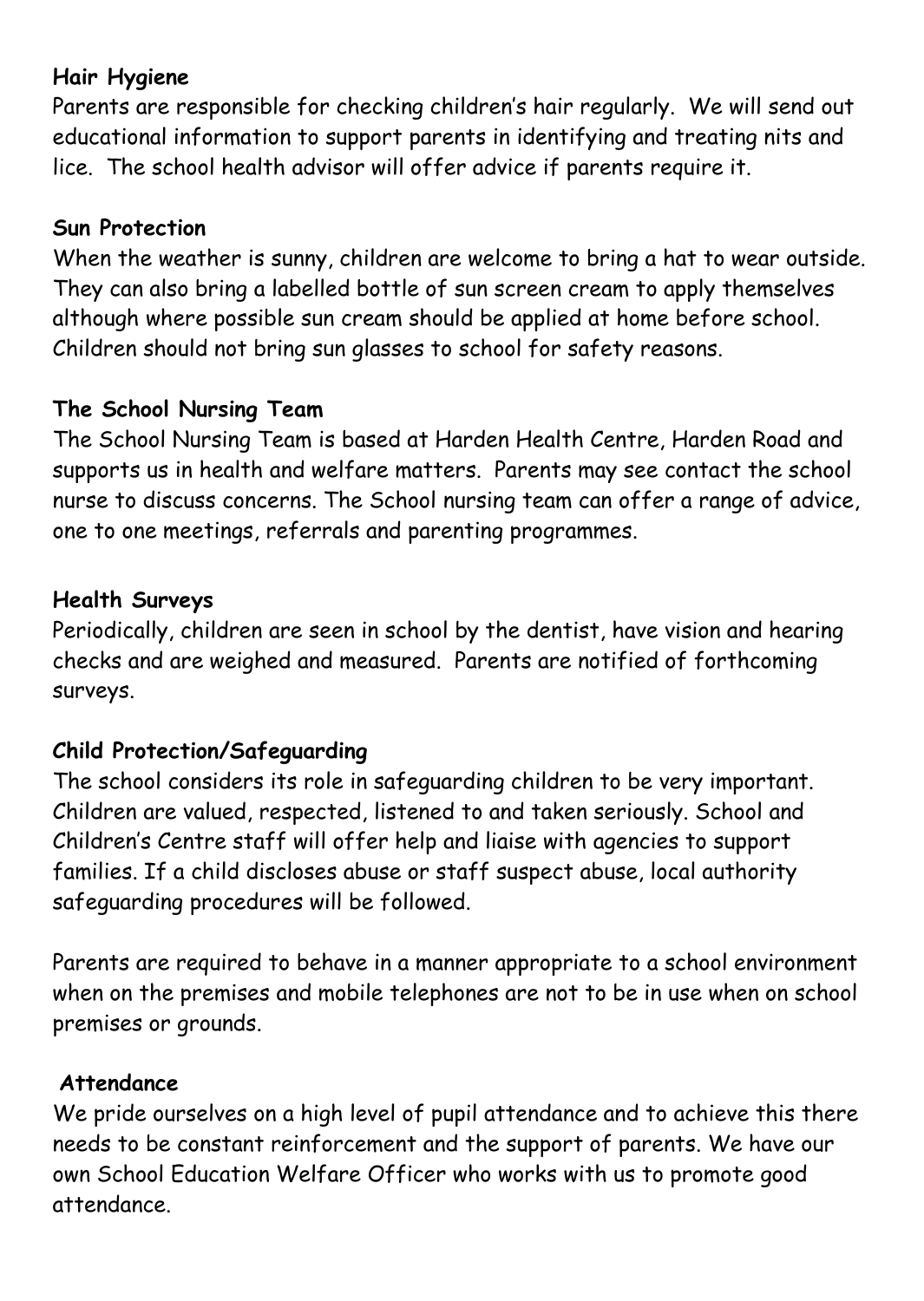**Hair Hygiene**

Parents are responsible for checking children's hair regularly. We will send out educational information to support parents in identifying and treating nits and lice. The school health advisor will offer advice if parents require it.

**Sun Protection**

When the weather is sunny, children are welcome to bring a hat to wear outside. They can also bring a labelled bottle of sun screen cream to apply themselves although where possible sun cream should be applied at home before school. Children should not bring sun glasses to school for safety reasons.

**The School Nursing Team**

The School Nursing Team is based at Harden Health Centre, Harden Road and supports us in health and welfare matters. Parents may see contact the school nurse to discuss concerns. The School nursing team can offer a range of advice, one to one meetings, referrals and parenting programmes.

**Health Surveys**

Periodically, children are seen in school by the dentist, have vision and hearing checks and are weighed and measured. Parents are notified of forthcoming surveys.

**Child Protection/Safeguarding**

The school considers its role in safeguarding children to be very important. Children are valued, respected, listened to and taken seriously. School and Children's Centre staff will offer help and liaise with agencies to support families. If a child discloses abuse or staff suspect abuse, local authority safeguarding procedures will be followed.

Parents are required to behave in a manner appropriate to a school environment when on the premises and mobile telephones are not to be in use when on school premises or grounds.

**Attendance**

We pride ourselves on a high level of pupil attendance and to achieve this there needs to be constant reinforcement and the support of parents. We have our own School Education Welfare Officer who works with us to promote good attendance.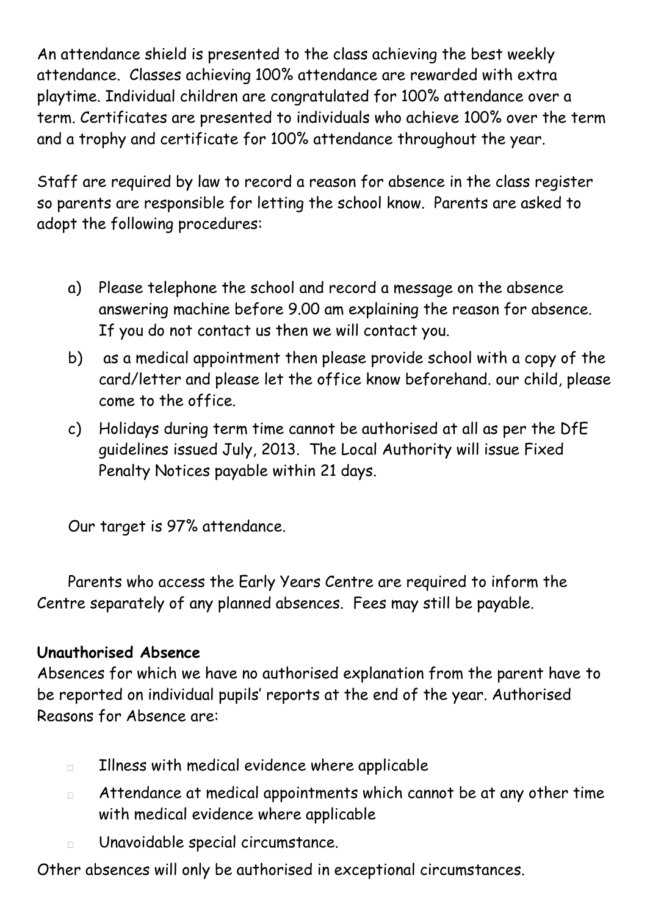An attendance shield is presented to the class achieving the best weekly attendance. Classes achieving 100% attendance are rewarded with extra playtime. Individual children are congratulated for 100% attendance over a term. Certificates are presented to individuals who achieve 100% over the term and a trophy and certificate for 100% attendance throughout the year.

Staff are required by law to record a reason for absence in the class register so parents are responsible for letting the school know. Parents are asked to adopt the following procedures:

a) Please telephone the school and record a message on the absence answering machine before 9.00 am explaining the reason for absence. If you do not contact us then we will contact you.
b) as a medical appointment then please provide school with a copy of the card/letter and please let the office know beforehand. our child, please come to the office.
c) Holidays during term time cannot be authorised at all as per the DfE guidelines issued July, 2013. The Local Authority will issue Fixed Penalty Notices payable within 21 days.

Our target is 97% attendance.

Parents who access the Early Years Centre are required to inform the Centre separately of any planned absences. Fees may still be payable.

**Unauthorised Absence**

Absences for which we have no authorised explanation from the parent have to be reported on individual pupils' reports at the end of the year. Authorised Reasons for Absence are:

- Illness with medical evidence where applicable
- Attendance at medical appointments which cannot be at any other time with medical evidence where applicable
- Unavoidable special circumstance.

Other absences will only be authorised in exceptional circumstances.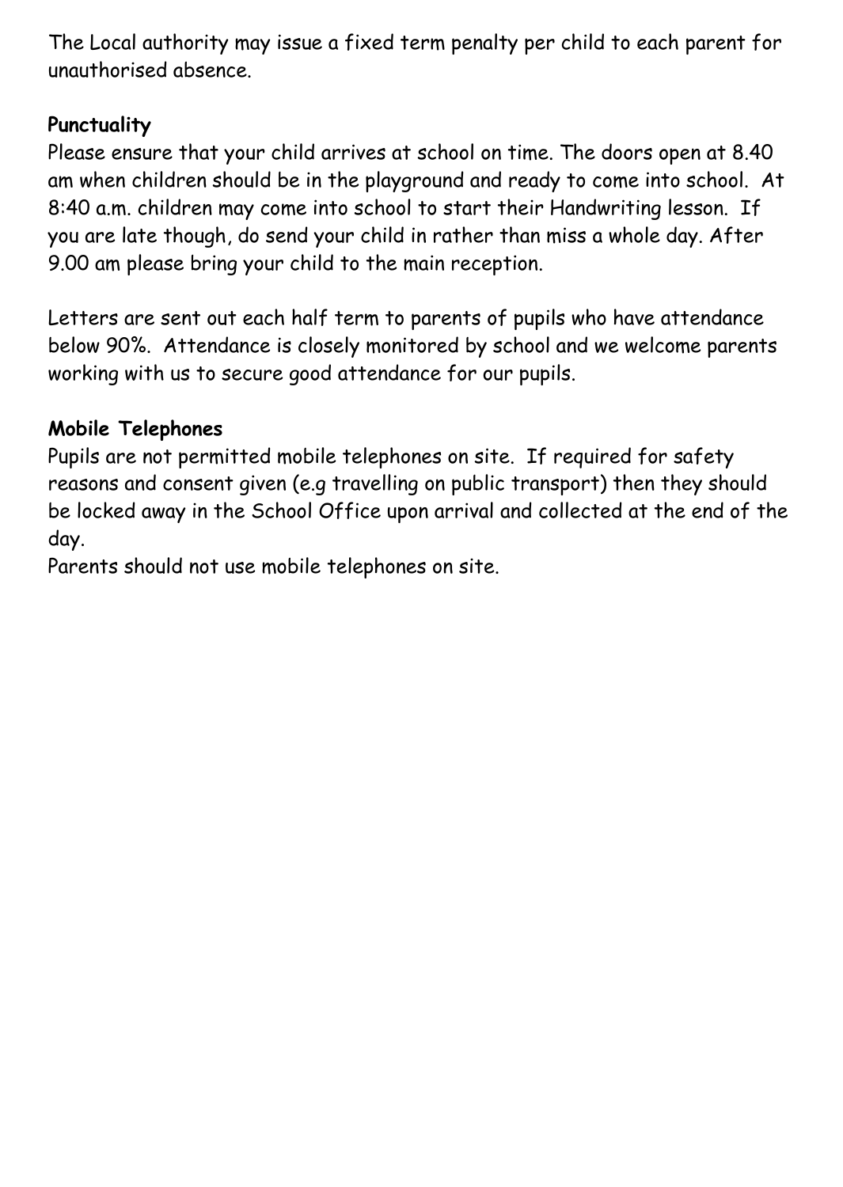The Local authority may issue a fixed term penalty per child to each parent for unauthorised absence.

**Punctuality**

Please ensure that your child arrives at school on time. The doors open at 8.40 am when children should be in the playground and ready to come into school. At 8:40 a.m. children may come into school to start their Handwriting lesson. If you are late though, do send your child in rather than miss a whole day. After 9.00 am please bring your child to the main reception.

Letters are sent out each half term to parents of pupils who have attendance below 90%. Attendance is closely monitored by school and we welcome parents working with us to secure good attendance for our pupils.

**Mobile Telephones**

Pupils are not permitted mobile telephones on site. If required for safety reasons and consent given (e.g travelling on public transport) then they should be locked away in the School Office upon arrival and collected at the end of the day.

Parents should not use mobile telephones on site.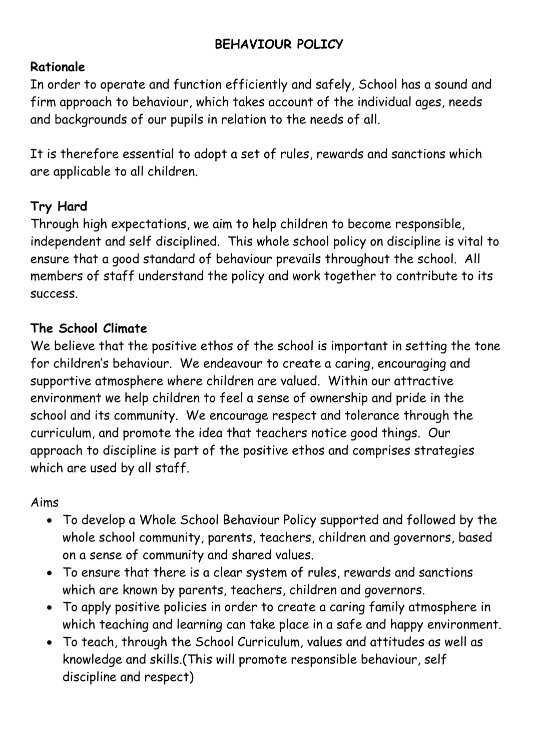## BEHAVIOUR POLICY

### Rationale

In order to operate and function efficiently and safely, School has a sound and firm approach to behaviour, which takes account of the individual ages, needs and backgrounds of our pupils in relation to the needs of all.

It is therefore essential to adopt a set of rules, rewards and sanctions which are applicable to all children.

### Try Hard

Through high expectations, we aim to help children to become responsible, independent and self disciplined. This whole school policy on discipline is vital to ensure that a good standard of behaviour prevails throughout the school. All members of staff understand the policy and work together to contribute to its success.

### The School Climate

We believe that the positive ethos of the school is important in setting the tone for children's behaviour. We endeavour to create a caring, encouraging and supportive atmosphere where children are valued. Within our attractive environment we help children to feel a sense of ownership and pride in the school and its community. We encourage respect and tolerance through the curriculum, and promote the idea that teachers notice good things. Our approach to discipline is part of the positive ethos and comprises strategies which are used by all staff.

Aims

- To develop a Whole School Behaviour Policy supported and followed by the whole school community, parents, teachers, children and governors, based on a sense of community and shared values.
- To ensure that there is a clear system of rules, rewards and sanctions which are known by parents, teachers, children and governors.
- To apply positive policies in order to create a caring family atmosphere in which teaching and learning can take place in a safe and happy environment.
- To teach, through the School Curriculum, values and attitudes as well as knowledge and skills.(This will promote responsible behaviour, self discipline and respect)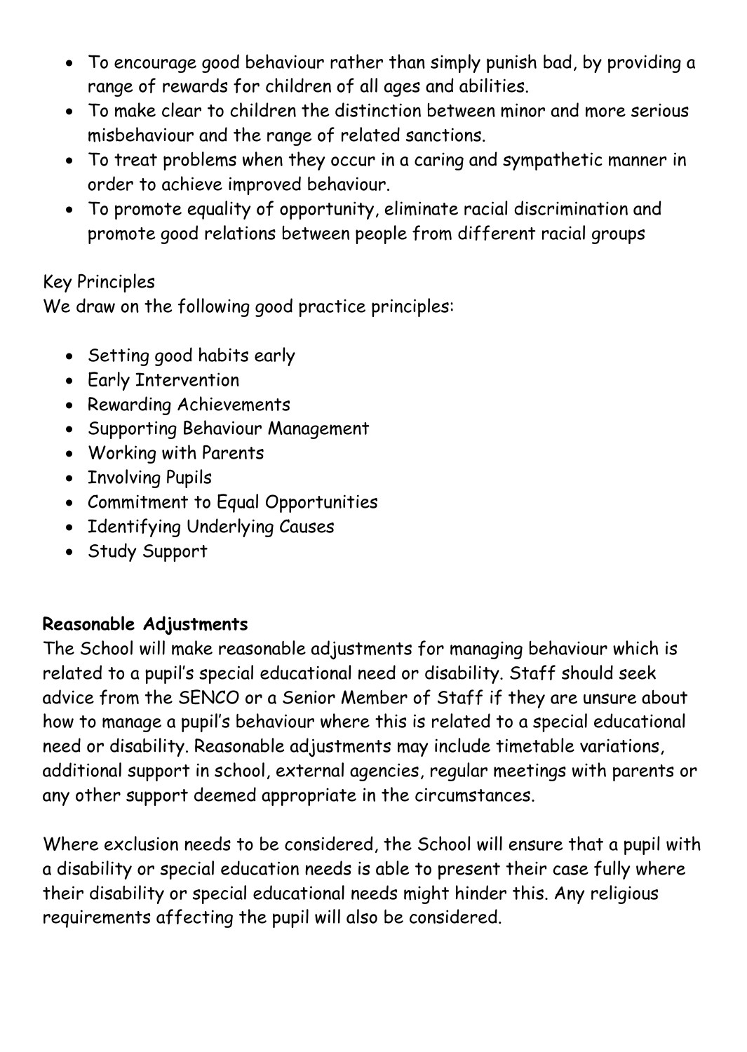- To encourage good behaviour rather than simply punish bad, by providing a range of rewards for children of all ages and abilities.
- To make clear to children the distinction between minor and more serious misbehaviour and the range of related sanctions.
- To treat problems when they occur in a caring and sympathetic manner in order to achieve improved behaviour.
- To promote equality of opportunity, eliminate racial discrimination and promote good relations between people from different racial groups

Key Principles

We draw on the following good practice principles:

- Setting good habits early
- Early Intervention
- Rewarding Achievements
- Supporting Behaviour Management
- Working with Parents
- Involving Pupils
- Commitment to Equal Opportunities
- Identifying Underlying Causes
- Study Support

**Reasonable Adjustments**

The School will make reasonable adjustments for managing behaviour which is related to a pupil's special educational need or disability. Staff should seek advice from the SENCO or a Senior Member of Staff if they are unsure about how to manage a pupil's behaviour where this is related to a special educational need or disability. Reasonable adjustments may include timetable variations, additional support in school, external agencies, regular meetings with parents or any other support deemed appropriate in the circumstances.

Where exclusion needs to be considered, the School will ensure that a pupil with a disability or special education needs is able to present their case fully where their disability or special educational needs might hinder this. Any religious requirements affecting the pupil will also be considered.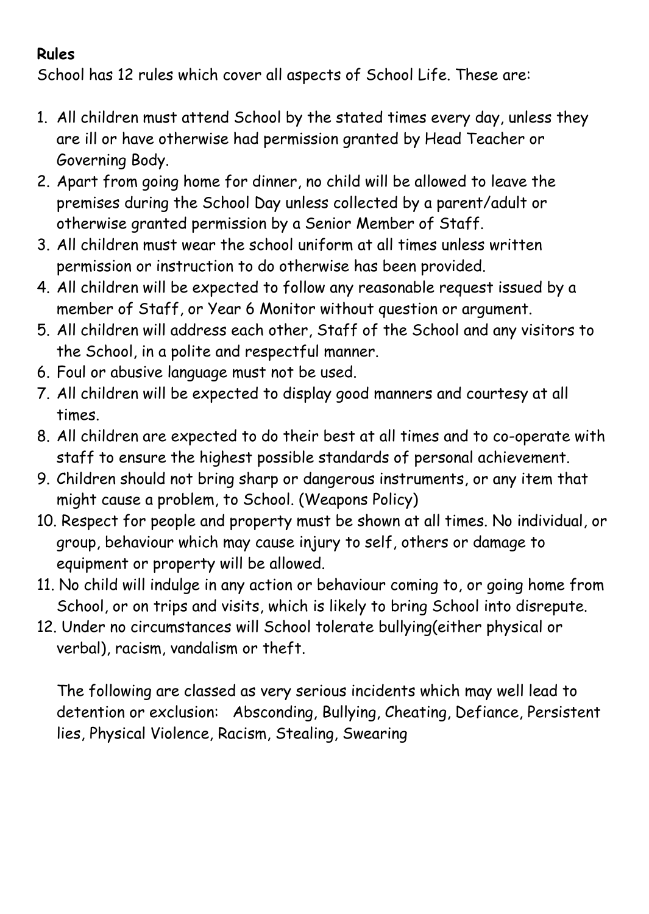**Rules**

School has 12 rules which cover all aspects of School Life. These are:

1. All children must attend School by the stated times every day, unless they are ill or have otherwise had permission granted by Head Teacher or Governing Body.
2. Apart from going home for dinner, no child will be allowed to leave the premises during the School Day unless collected by a parent/adult or otherwise granted permission by a Senior Member of Staff.
3. All children must wear the school uniform at all times unless written permission or instruction to do otherwise has been provided.
4. All children will be expected to follow any reasonable request issued by a member of Staff, or Year 6 Monitor without question or argument.
5. All children will address each other, Staff of the School and any visitors to the School, in a polite and respectful manner.
6. Foul or abusive language must not be used.
7. All children will be expected to display good manners and courtesy at all times.
8. All children are expected to do their best at all times and to co-operate with staff to ensure the highest possible standards of personal achievement.
9. Children should not bring sharp or dangerous instruments, or any item that might cause a problem, to School. (Weapons Policy)
10. Respect for people and property must be shown at all times. No individual, or group, behaviour which may cause injury to self, others or damage to equipment or property will be allowed.
11. No child will indulge in any action or behaviour coming to, or going home from School, or on trips and visits, which is likely to bring School into disrepute.
12. Under no circumstances will School tolerate bullying(either physical or verbal), racism, vandalism or theft.

The following are classed as very serious incidents which may well lead to detention or exclusion: Absconding, Bullying, Cheating, Defiance, Persistent lies, Physical Violence, Racism, Stealing, Swearing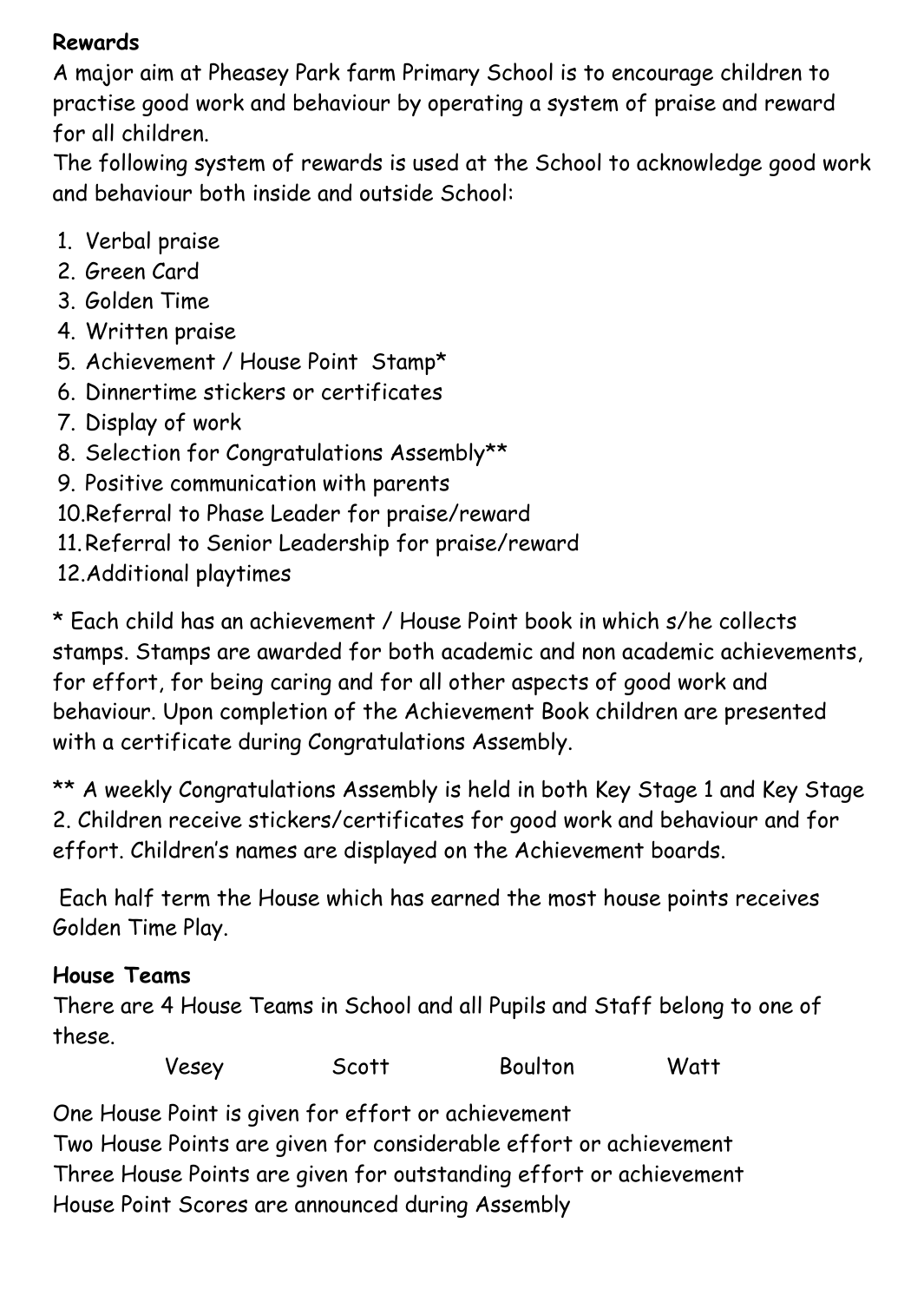**Rewards**

A major aim at Pheasey Park farm Primary School is to encourage children to practise good work and behaviour by operating a system of praise and reward for all children.

The following system of rewards is used at the School to acknowledge good work and behaviour both inside and outside School:

1. Verbal praise
2. Green Card
3. Golden Time
4. Written praise
5. Achievement / House Point Stamp*
6. Dinnertime stickers or certificates
7. Display of work
8. Selection for Congratulations Assembly**
9. Positive communication with parents
10. Referral to Phase Leader for praise/reward
11. Referral to Senior Leadership for praise/reward
12. Additional playtimes

* Each child has an achievement / House Point book in which s/he collects stamps. Stamps are awarded for both academic and non academic achievements, for effort, for being caring and for all other aspects of good work and behaviour. Upon completion of the Achievement Book children are presented with a certificate during Congratulations Assembly.

** A weekly Congratulations Assembly is held in both Key Stage 1 and Key Stage 2. Children receive stickers/certificates for good work and behaviour and for effort. Children's names are displayed on the Achievement boards.

Each half term the House which has earned the most house points receives Golden Time Play.

**House Teams**

There are 4 House Teams in School and all Pupils and Staff belong to one of these.

Vesey Scott Boulton Watt

One House Point is given for effort or achievement
Two House Points are given for considerable effort or achievement
Three House Points are given for outstanding effort or achievement
House Point Scores are announced during Assembly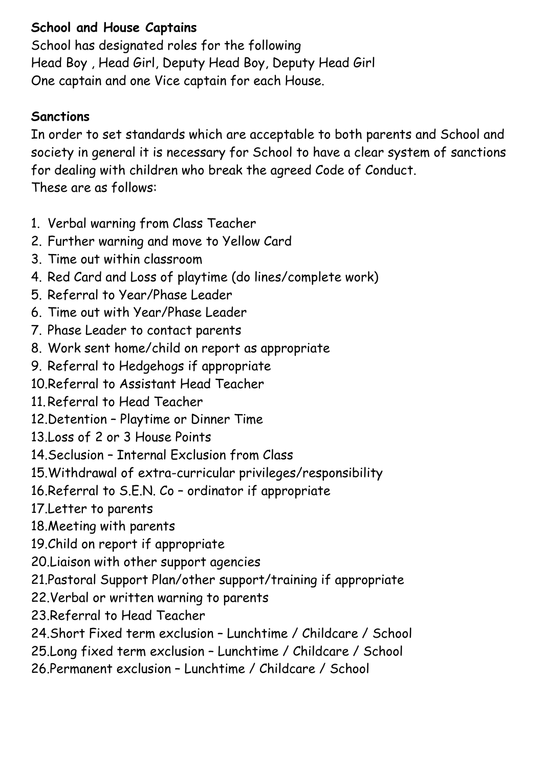**School and House Captains**

School has designated roles for the following
Head Boy , Head Girl, Deputy Head Boy, Deputy Head Girl
One captain and one Vice captain for each House.

**Sanctions**

In order to set standards which are acceptable to both parents and School and society in general it is necessary for School to have a clear system of sanctions for dealing with children who break the agreed Code of Conduct.
These are as follows:

1. Verbal warning from Class Teacher
2. Further warning and move to Yellow Card
3. Time out within classroom
4. Red Card and Loss of playtime (do lines/complete work)
5. Referral to Year/Phase Leader
6. Time out with Year/Phase Leader
7. Phase Leader to contact parents
8. Work sent home/child on report as appropriate
9. Referral to Hedgehogs if appropriate
10. Referral to Assistant Head Teacher
11. Referral to Head Teacher
12. Detention – Playtime or Dinner Time
13. Loss of 2 or 3 House Points
14. Seclusion – Internal Exclusion from Class
15. Withdrawal of extra-curricular privileges/responsibility
16. Referral to S.E.N. Co – ordinator if appropriate
17. Letter to parents
18. Meeting with parents
19. Child on report if appropriate
20. Liaison with other support agencies
21. Pastoral Support Plan/other support/training if appropriate
22. Verbal or written warning to parents
23. Referral to Head Teacher
24. Short Fixed term exclusion – Lunchtime / Childcare / School
25. Long fixed term exclusion – Lunchtime / Childcare / School
26. Permanent exclusion – Lunchtime / Childcare / School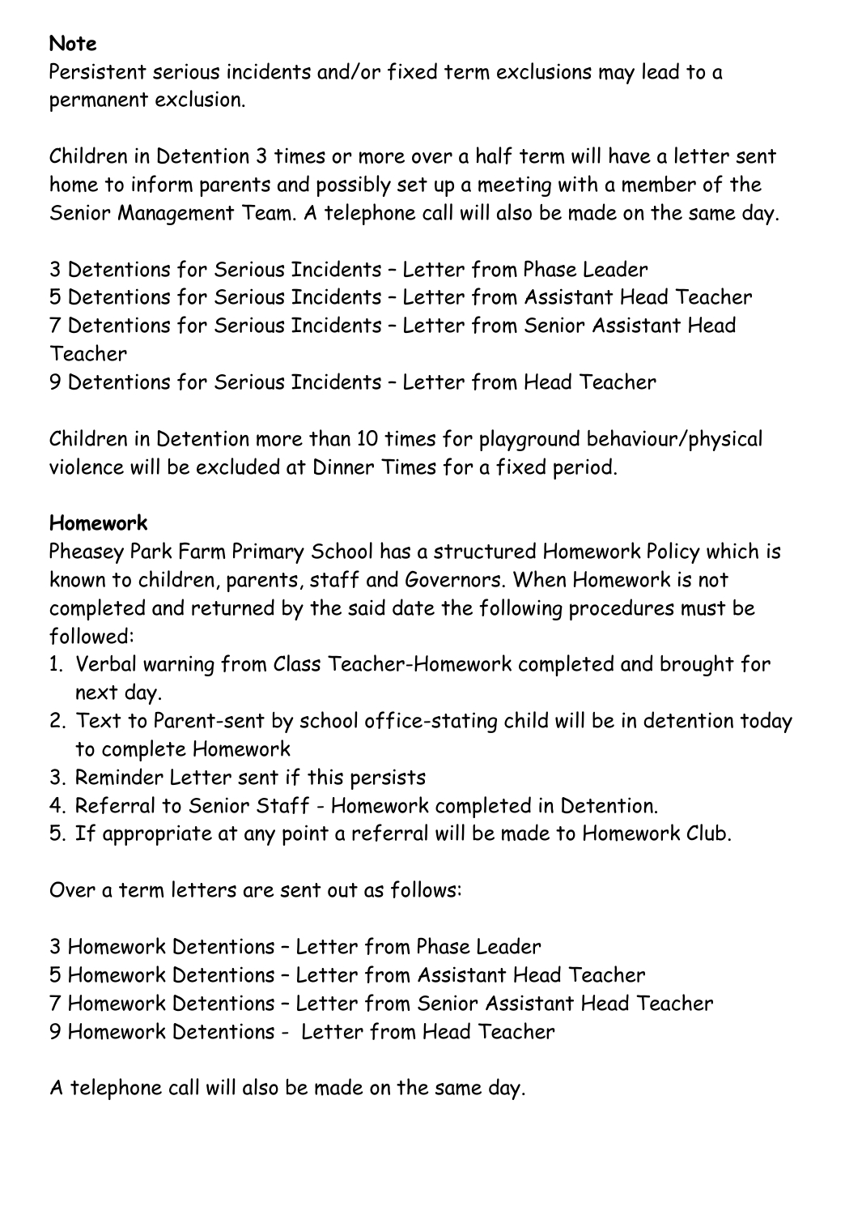**Note**

Persistent serious incidents and/or fixed term exclusions may lead to a permanent exclusion.

Children in Detention 3 times or more over a half term will have a letter sent home to inform parents and possibly set up a meeting with a member of the Senior Management Team. A telephone call will also be made on the same day.

3 Detentions for Serious Incidents – Letter from Phase Leader
5 Detentions for Serious Incidents – Letter from Assistant Head Teacher
7 Detentions for Serious Incidents – Letter from Senior Assistant Head Teacher
9 Detentions for Serious Incidents – Letter from Head Teacher

Children in Detention more than 10 times for playground behaviour/physical violence will be excluded at Dinner Times for a fixed period.

**Homework**

Pheasey Park Farm Primary School has a structured Homework Policy which is known to children, parents, staff and Governors. When Homework is not completed and returned by the said date the following procedures must be followed:

1. Verbal warning from Class Teacher-Homework completed and brought for next day.
2. Text to Parent-sent by school office-stating child will be in detention today to complete Homework
3. Reminder Letter sent if this persists
4. Referral to Senior Staff - Homework completed in Detention.
5. If appropriate at any point a referral will be made to Homework Club.

Over a term letters are sent out as follows:

3 Homework Detentions – Letter from Phase Leader
5 Homework Detentions – Letter from Assistant Head Teacher
7 Homework Detentions – Letter from Senior Assistant Head Teacher
9 Homework Detentions - Letter from Head Teacher

A telephone call will also be made on the same day.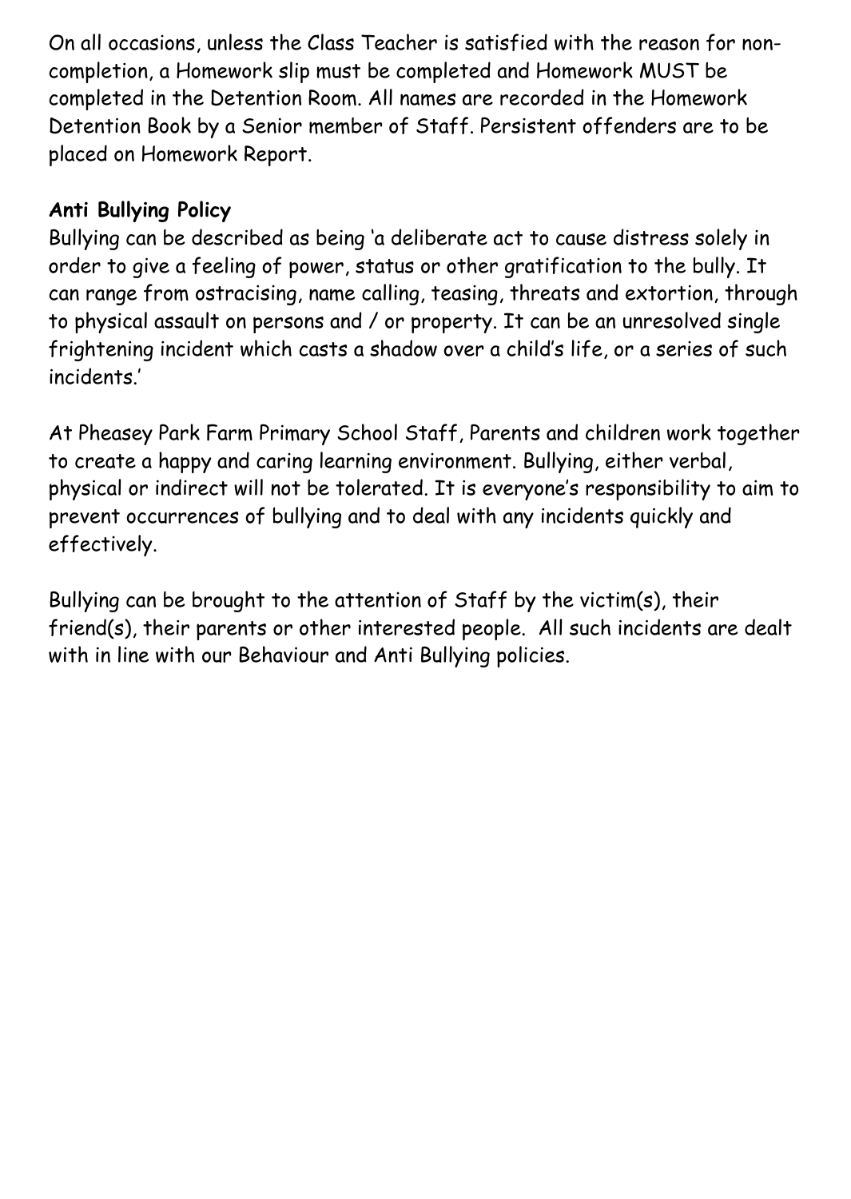On all occasions, unless the Class Teacher is satisfied with the reason for non-completion, a Homework slip must be completed and Homework MUST be completed in the Detention Room. All names are recorded in the Homework Detention Book by a Senior member of Staff. Persistent offenders are to be placed on Homework Report.

**Anti Bullying Policy**

Bullying can be described as being 'a deliberate act to cause distress solely in order to give a feeling of power, status or other gratification to the bully. It can range from ostracising, name calling, teasing, threats and extortion, through to physical assault on persons and / or property. It can be an unresolved single frightening incident which casts a shadow over a child's life, or a series of such incidents.'

At Pheasey Park Farm Primary School Staff, Parents and children work together to create a happy and caring learning environment. Bullying, either verbal, physical or indirect will not be tolerated. It is everyone's responsibility to aim to prevent occurrences of bullying and to deal with any incidents quickly and effectively.

Bullying can be brought to the attention of Staff by the victim(s), their friend(s), their parents or other interested people. All such incidents are dealt with in line with our Behaviour and Anti Bullying policies.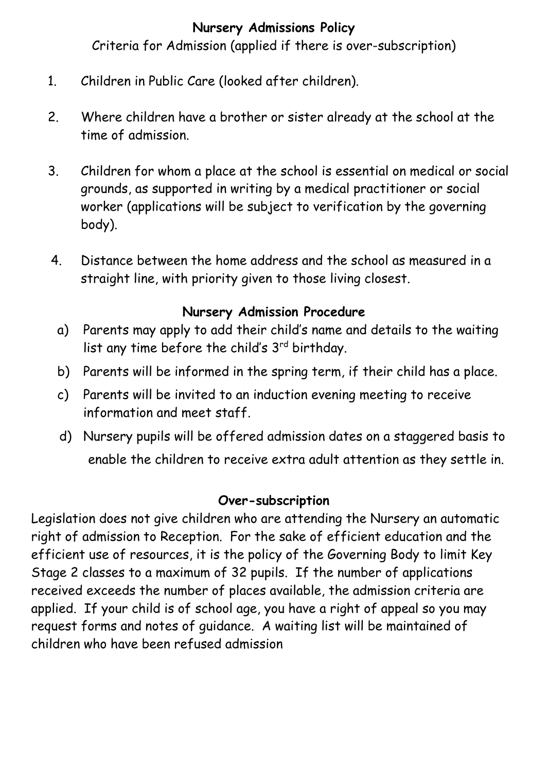## Nursery Admissions Policy

Criteria for Admission (applied if there is over-subscription)

1. Children in Public Care (looked after children).
2. Where children have a brother or sister already at the school at the time of admission.
3. Children for whom a place at the school is essential on medical or social grounds, as supported in writing by a medical practitioner or social worker (applications will be subject to verification by the governing body).
4. Distance between the home address and the school as measured in a straight line, with priority given to those living closest.

## Nursery Admission Procedure

a) Parents may apply to add their child's name and details to the waiting list any time before the child's 3rd birthday.

b) Parents will be informed in the spring term, if their child has a place.

c) Parents will be invited to an induction evening meeting to receive information and meet staff.

d) Nursery pupils will be offered admission dates on a staggered basis to enable the children to receive extra adult attention as they settle in.

## Over-subscription

Legislation does not give children who are attending the Nursery an automatic right of admission to Reception. For the sake of efficient education and the efficient use of resources, it is the policy of the Governing Body to limit Key Stage 2 classes to a maximum of 32 pupils. If the number of applications received exceeds the number of places available, the admission criteria are applied. If your child is of school age, you have a right of appeal so you may request forms and notes of guidance. A waiting list will be maintained of children who have been refused admission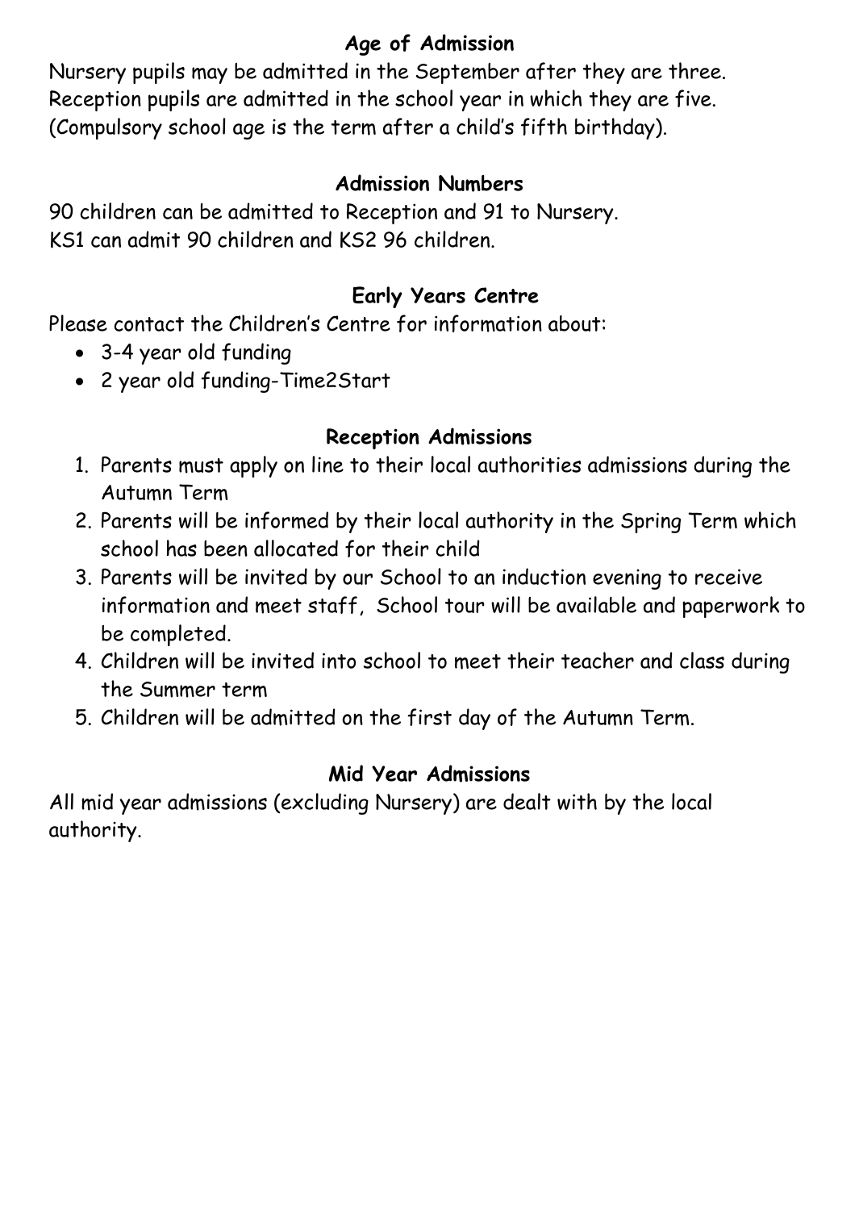## Age of Admission

Nursery pupils may be admitted in the September after they are three. Reception pupils are admitted in the school year in which they are five. (Compulsory school age is the term after a child's fifth birthday).

## Admission Numbers

90 children can be admitted to Reception and 91 to Nursery. KS1 can admit 90 children and KS2 96 children.

## Early Years Centre

Please contact the Children's Centre for information about:

- 3-4 year old funding
- 2 year old funding-Time2Start

## Reception Admissions

1. Parents must apply on line to their local authorities admissions during the Autumn Term
2. Parents will be informed by their local authority in the Spring Term which school has been allocated for their child
3. Parents will be invited by our School to an induction evening to receive information and meet staff, School tour will be available and paperwork to be completed.
4. Children will be invited into school to meet their teacher and class during the Summer term
5. Children will be admitted on the first day of the Autumn Term.

## Mid Year Admissions

All mid year admissions (excluding Nursery) are dealt with by the local authority.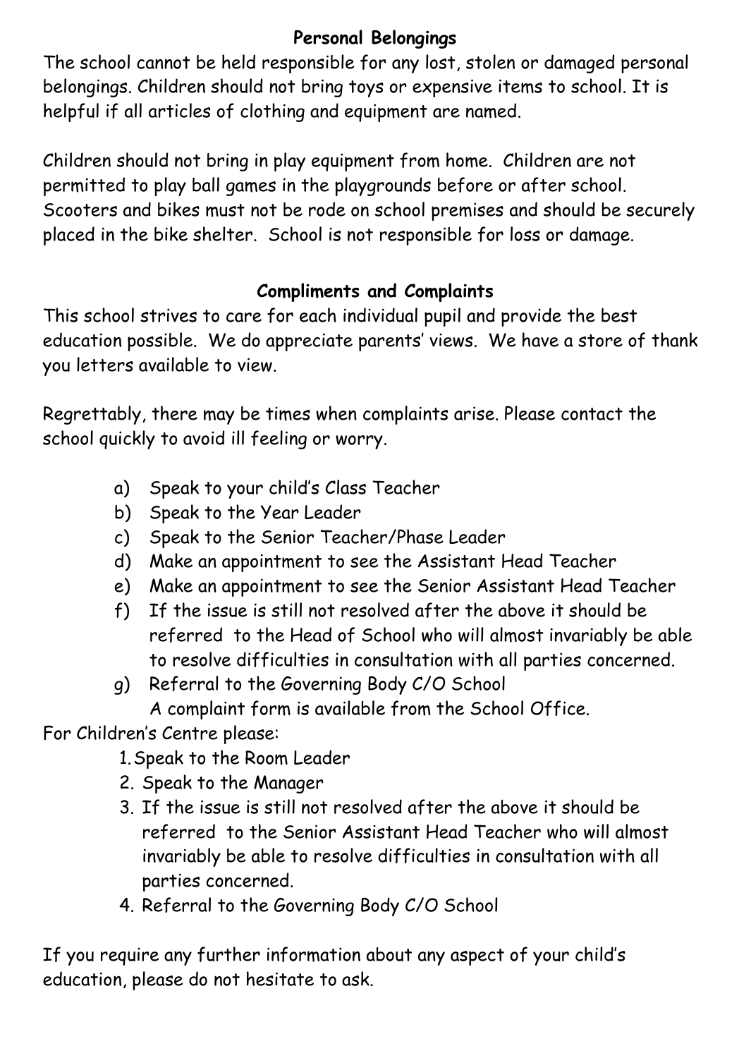## Personal Belongings

The school cannot be held responsible for any lost, stolen or damaged personal belongings. Children should not bring toys or expensive items to school. It is helpful if all articles of clothing and equipment are named.

Children should not bring in play equipment from home. Children are not permitted to play ball games in the playgrounds before or after school. Scooters and bikes must not be rode on school premises and should be securely placed in the bike shelter. School is not responsible for loss or damage.

## Compliments and Complaints

This school strives to care for each individual pupil and provide the best education possible. We do appreciate parents' views. We have a store of thank you letters available to view.

Regrettably, there may be times when complaints arise. Please contact the school quickly to avoid ill feeling or worry.

a) Speak to your child's Class Teacher
b) Speak to the Year Leader
c) Speak to the Senior Teacher/Phase Leader
d) Make an appointment to see the Assistant Head Teacher
e) Make an appointment to see the Senior Assistant Head Teacher
f) If the issue is still not resolved after the above it should be referred to the Head of School who will almost invariably be able to resolve difficulties in consultation with all parties concerned.
g) Referral to the Governing Body C/O School
   A complaint form is available from the School Office.

For Children's Centre please:

1. Speak to the Room Leader
2. Speak to the Manager
3. If the issue is still not resolved after the above it should be referred to the Senior Assistant Head Teacher who will almost invariably be able to resolve difficulties in consultation with all parties concerned.
4. Referral to the Governing Body C/O School

If you require any further information about any aspect of your child's education, please do not hesitate to ask.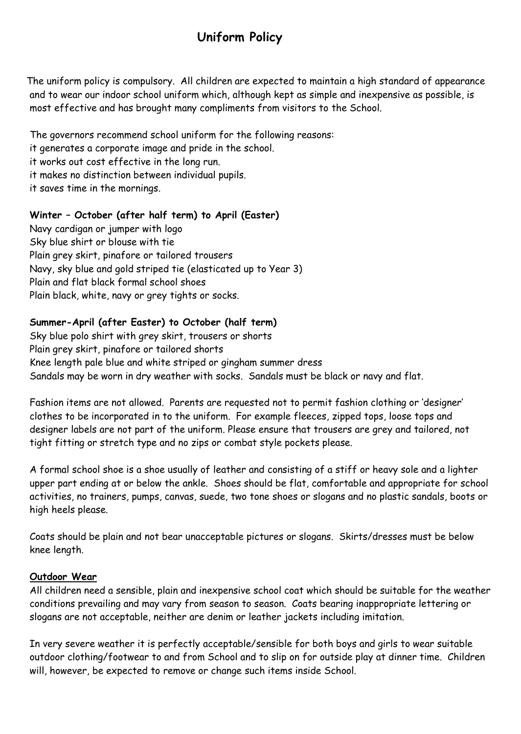# Uniform Policy

The uniform policy is compulsory. All children are expected to maintain a high standard of appearance and to wear our indoor school uniform which, although kept as simple and inexpensive as possible, is most effective and has brought many compliments from visitors to the School.

The governors recommend school uniform for the following reasons:
it generates a corporate image and pride in the school.
it works out cost effective in the long run.
it makes no distinction between individual pupils.
it saves time in the mornings.

**Winter – October (after half term) to April (Easter)**
Navy cardigan or jumper with logo
Sky blue shirt or blouse with tie
Plain grey skirt, pinafore or tailored trousers
Navy, sky blue and gold striped tie (elasticated up to Year 3)
Plain and flat black formal school shoes
Plain black, white, navy or grey tights or socks.

**Summer-April (after Easter) to October (half term)**
Sky blue polo shirt with grey skirt, trousers or shorts
Plain grey skirt, pinafore or tailored shorts
Knee length pale blue and white striped or gingham summer dress
Sandals may be worn in dry weather with socks. Sandals must be black or navy and flat.

Fashion items are not allowed. Parents are requested not to permit fashion clothing or 'designer' clothes to be incorporated in to the uniform. For example fleeces, zipped tops, loose tops and designer labels are not part of the uniform. Please ensure that trousers are grey and tailored, not tight fitting or stretch type and no zips or combat style pockets please.

A formal school shoe is a shoe usually of leather and consisting of a stiff or heavy sole and a lighter upper part ending at or below the ankle. Shoes should be flat, comfortable and appropriate for school activities, no trainers, pumps, canvas, suede, two tone shoes or slogans and no plastic sandals, boots or high heels please.

Coats should be plain and not bear unacceptable pictures or slogans. Skirts/dresses must be below knee length.

**Outdoor Wear**
All children need a sensible, plain and inexpensive school coat which should be suitable for the weather conditions prevailing and may vary from season to season. Coats bearing inappropriate lettering or slogans are not acceptable, neither are denim or leather jackets including imitation.

In very severe weather it is perfectly acceptable/sensible for both boys and girls to wear suitable outdoor clothing/footwear to and from School and to slip on for outside play at dinner time. Children will, however, be expected to remove or change such items inside School.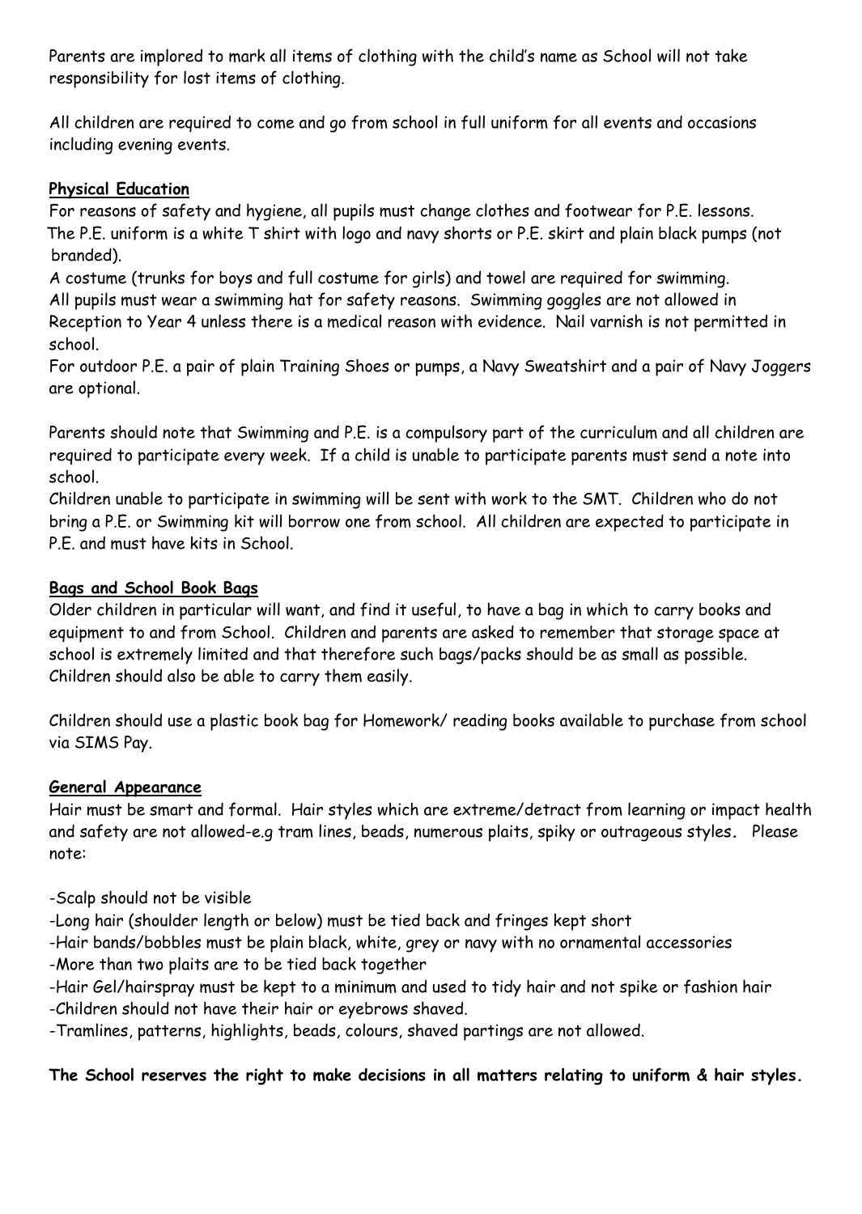Parents are implored to mark all items of clothing with the child's name as School will not take responsibility for lost items of clothing.

All children are required to come and go from school in full uniform for all events and occasions including evening events.

**Physical Education**

For reasons of safety and hygiene, all pupils must change clothes and footwear for P.E. lessons.
The P.E. uniform is a white T shirt with logo and navy shorts or P.E. skirt and plain black pumps (not branded).
A costume (trunks for boys and full costume for girls) and towel are required for swimming.
All pupils must wear a swimming hat for safety reasons. Swimming goggles are not allowed in Reception to Year 4 unless there is a medical reason with evidence. Nail varnish is not permitted in school.
For outdoor P.E. a pair of plain Training Shoes or pumps, a Navy Sweatshirt and a pair of Navy Joggers are optional.

Parents should note that Swimming and P.E. is a compulsory part of the curriculum and all children are required to participate every week. If a child is unable to participate parents must send a note into school.
Children unable to participate in swimming will be sent with work to the SMT. Children who do not bring a P.E. or Swimming kit will borrow one from school. All children are expected to participate in P.E. and must have kits in School.

**Bags and School Book Bags**

Older children in particular will want, and find it useful, to have a bag in which to carry books and equipment to and from School. Children and parents are asked to remember that storage space at school is extremely limited and that therefore such bags/packs should be as small as possible. Children should also be able to carry them easily.

Children should use a plastic book bag for Homework/ reading books available to purchase from school via SIMS Pay.

**General Appearance**

Hair must be smart and formal. Hair styles which are extreme/detract from learning or impact health and safety are not allowed-e.g tram lines, beads, numerous plaits, spiky or outrageous styles. Please note:

- Scalp should not be visible
- Long hair (shoulder length or below) must be tied back and fringes kept short
- Hair bands/bobbles must be plain black, white, grey or navy with no ornamental accessories
- More than two plaits are to be tied back together
- Hair Gel/hairspray must be kept to a minimum and used to tidy hair and not spike or fashion hair
- Children should not have their hair or eyebrows shaved.
- Tramlines, patterns, highlights, beads, colours, shaved partings are not allowed.

**The School reserves the right to make decisions in all matters relating to uniform & hair styles.**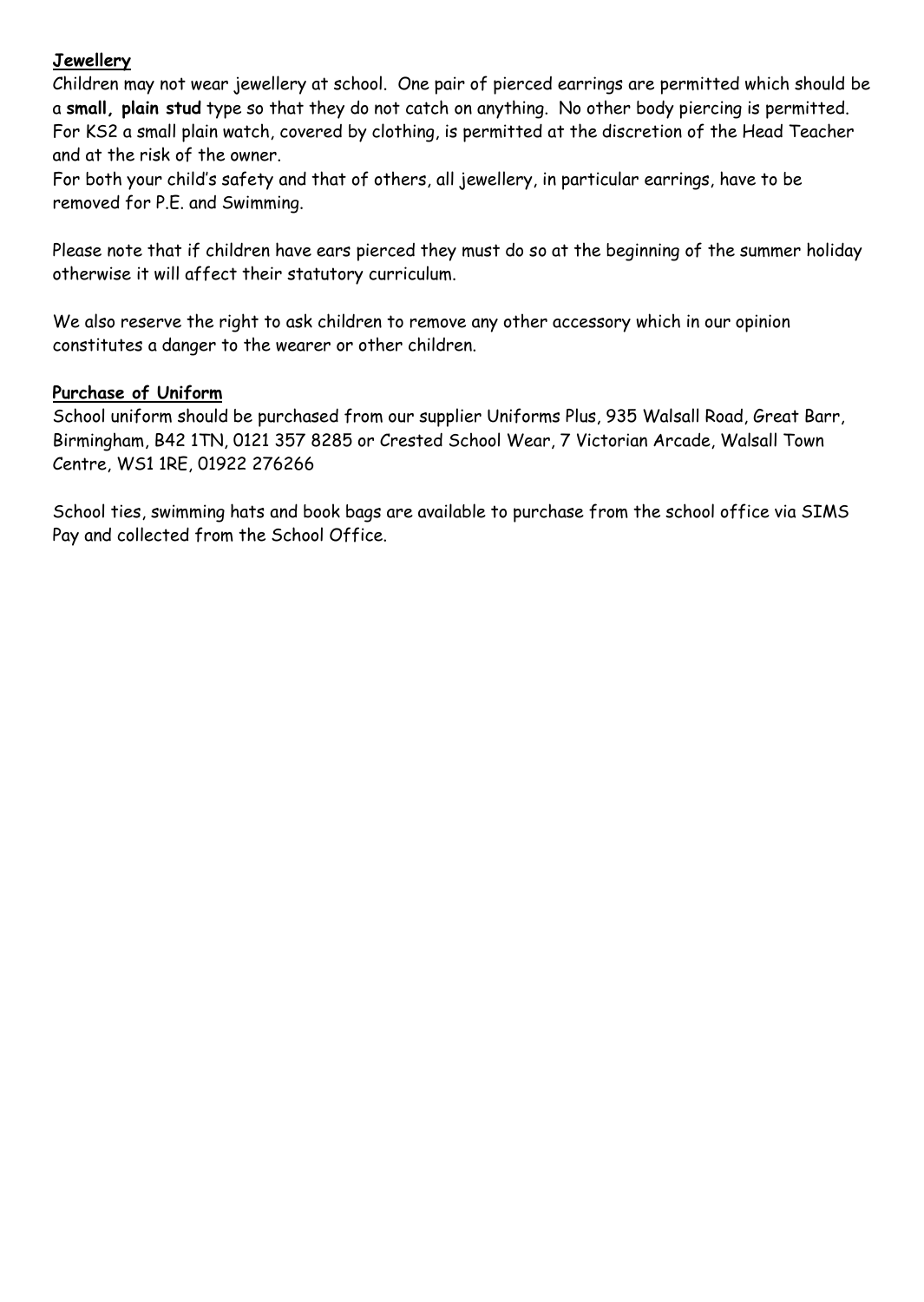## **Jewellery**

Children may not wear jewellery at school. One pair of pierced earrings are permitted which should be a **small, plain stud** type so that they do not catch on anything. No other body piercing is permitted. For KS2 a small plain watch, covered by clothing, is permitted at the discretion of the Head Teacher and at the risk of the owner.

For both your child's safety and that of others, all jewellery, in particular earrings, have to be removed for P.E. and Swimming.

Please note that if children have ears pierced they must do so at the beginning of the summer holiday otherwise it will affect their statutory curriculum.

We also reserve the right to ask children to remove any other accessory which in our opinion constitutes a danger to the wearer or other children.

## **Purchase of Uniform**

School uniform should be purchased from our supplier Uniforms Plus, 935 Walsall Road, Great Barr, Birmingham, B42 1TN, 0121 357 8285 or Crested School Wear, 7 Victorian Arcade, Walsall Town Centre, WS1 1RE, 01922 276266

School ties, swimming hats and book bags are available to purchase from the school office via SIMS Pay and collected from the School Office.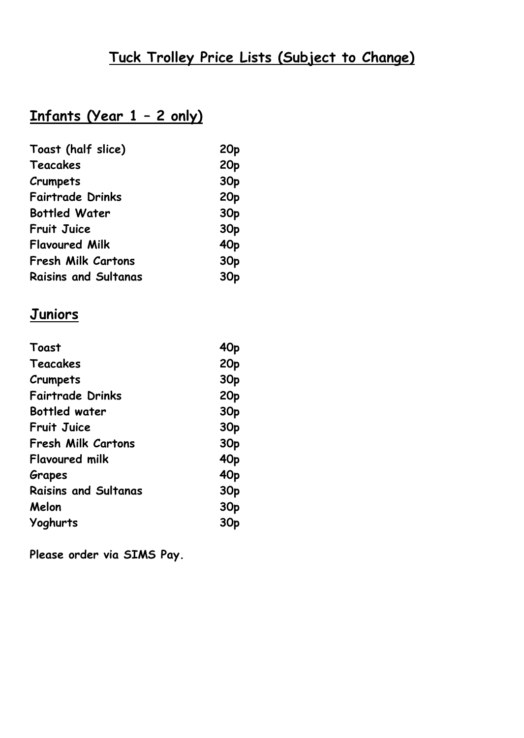# Tuck Trolley Price Lists (Subject to Change)

## Infants (Year 1 – 2 only)

| Item | Price |
|---|---|
| Toast (half slice) | 20p |
| Teacakes | 20p |
| Crumpets | 30p |
| Fairtrade Drinks | 20p |
| Bottled Water | 30p |
| Fruit Juice | 30p |
| Flavoured Milk | 40p |
| Fresh Milk Cartons | 30p |
| Raisins and Sultanas | 30p |

## Juniors

| Item | Price |
|---|---|
| Toast | 40p |
| Teacakes | 20p |
| Crumpets | 30p |
| Fairtrade Drinks | 20p |
| Bottled water | 30p |
| Fruit Juice | 30p |
| Fresh Milk Cartons | 30p |
| Flavoured milk | 40p |
| Grapes | 40p |
| Raisins and Sultanas | 30p |
| Melon | 30p |
| Yoghurts | 30p |

**Please order via SIMS Pay.**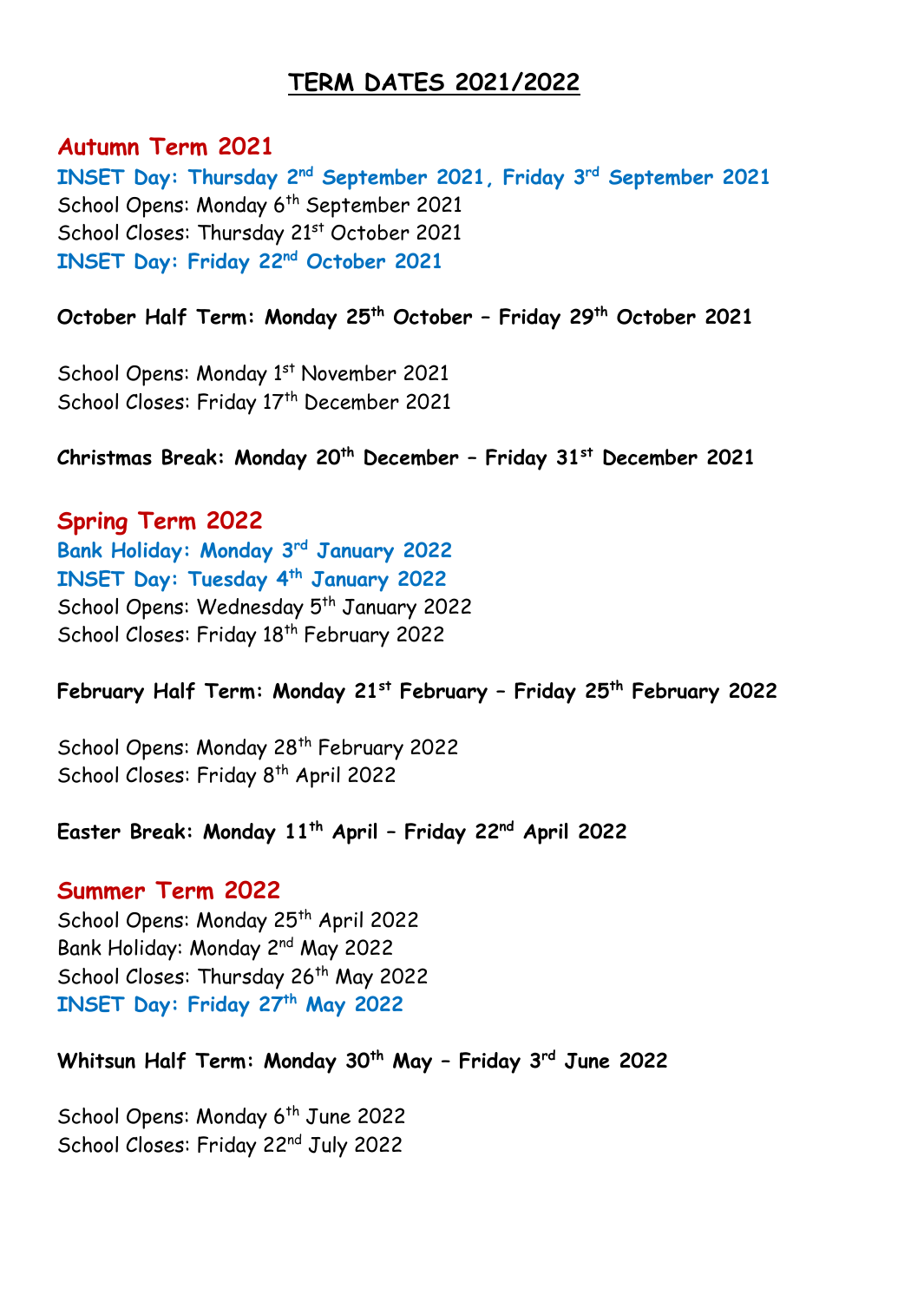# TERM DATES 2021/2022

## Autumn Term 2021

**INSET Day: Thursday 2nd September 2021, Friday 3rd September 2021**
School Opens: Monday 6th September 2021
School Closes: Thursday 21st October 2021
**INSET Day: Friday 22nd October 2021**

**October Half Term: Monday 25th October – Friday 29th October 2021**

School Opens: Monday 1st November 2021
School Closes: Friday 17th December 2021

**Christmas Break: Monday 20th December – Friday 31st December 2021**

## Spring Term 2022

**Bank Holiday: Monday 3rd January 2022**
**INSET Day: Tuesday 4th January 2022**
School Opens: Wednesday 5th January 2022
School Closes: Friday 18th February 2022

**February Half Term: Monday 21st February – Friday 25th February 2022**

School Opens: Monday 28th February 2022
School Closes: Friday 8th April 2022

**Easter Break: Monday 11th April – Friday 22nd April 2022**

## Summer Term 2022

School Opens: Monday 25th April 2022
Bank Holiday: Monday 2nd May 2022
School Closes: Thursday 26th May 2022
**INSET Day: Friday 27th May 2022**

**Whitsun Half Term: Monday 30th May – Friday 3rd June 2022**

School Opens: Monday 6th June 2022
School Closes: Friday 22nd July 2022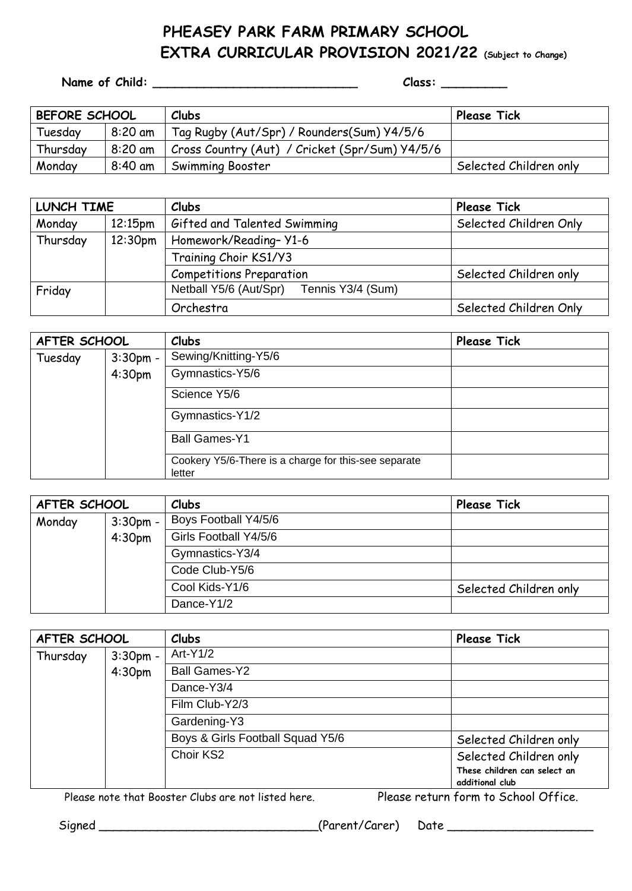# PHEASEY PARK FARM PRIMARY SCHOOL
## EXTRA CURRICULAR PROVISION 2021/22 (Subject to Change)

**Name of Child:** ____________________________ **Class:** _________

| BEFORE SCHOOL | | Clubs | Please Tick |
|---|---|---|---|
| Tuesday | 8:20 am | Tag Rugby (Aut/Spr) / Rounders(Sum) Y4/5/6 | |
| Thursday | 8:20 am | Cross Country (Aut) / Cricket (Spr/Sum) Y4/5/6 | |
| Monday | 8:40 am | Swimming Booster | Selected Children only |

| LUNCH TIME | | Clubs | Please Tick |
|---|---|---|---|
| Monday | 12:15pm | Gifted and Talented Swimming | Selected Children Only |
| Thursday | 12:30pm | Homework/Reading– Y1-6 | |
| | | Training Choir KS1/Y3 | |
| | | Competitions Preparation | Selected Children only |
| Friday | | Netball Y5/6 (Aut/Spr) Tennis Y3/4 (Sum) | |
| | | Orchestra | Selected Children Only |

| AFTER SCHOOL | | Clubs | Please Tick |
|---|---|---|---|
| Tuesday | 3:30pm - 4:30pm | Sewing/Knitting-Y5/6 | |
| | | Gymnastics-Y5/6 | |
| | | Science Y5/6 | |
| | | Gymnastics-Y1/2 | |
| | | Ball Games-Y1 | |
| | | Cookery Y5/6-There is a charge for this-see separate letter | |

| AFTER SCHOOL | | Clubs | Please Tick |
|---|---|---|---|
| Monday | 3:30pm - 4:30pm | Boys Football Y4/5/6 | |
| | | Girls Football Y4/5/6 | |
| | | Gymnastics-Y3/4 | |
| | | Code Club-Y5/6 | |
| | | Cool Kids-Y1/6 | Selected Children only |
| | | Dance-Y1/2 | |

| AFTER SCHOOL | | Clubs | Please Tick |
|---|---|---|---|
| Thursday | 3:30pm - 4:30pm | Art-Y1/2 | |
| | | Ball Games-Y2 | |
| | | Dance-Y3/4 | |
| | | Film Club-Y2/3 | |
| | | Gardening-Y3 | |
| | | Boys & Girls Football Squad Y5/6 | Selected Children only |
| | | Choir KS2 | Selected Children only These children can select an additional club |

Please note that Booster Clubs are not listed here. Please return form to School Office.

Signed ______________________________(Parent/Carer) Date ____________________